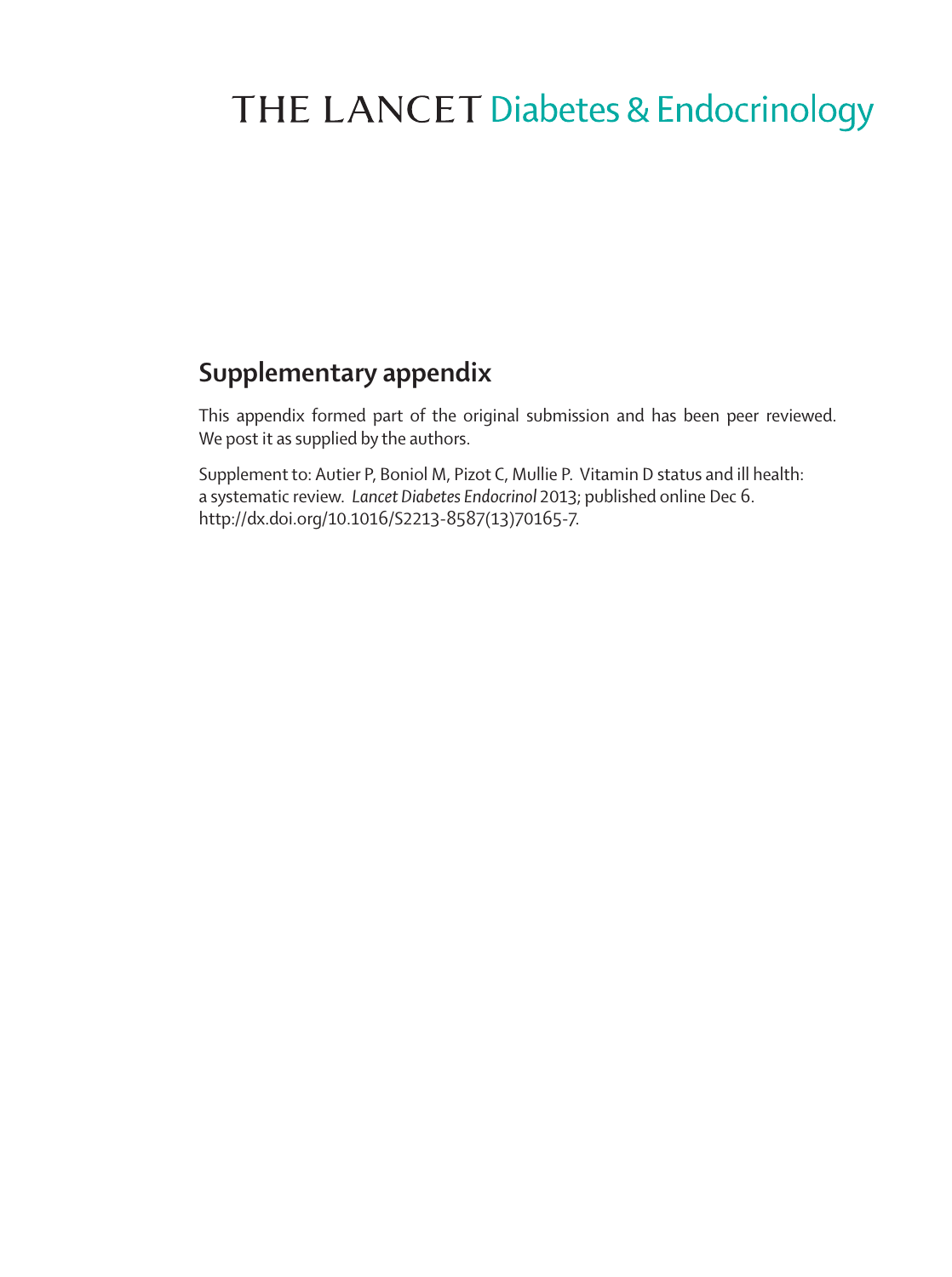# THE LANCET Diabetes & Endocrinology

## Supplementary appendix

This appendix formed part of the original submission and has been peer reviewed. We post it as supplied by the authors.

Supplement to: Autier P, Boniol M, Pizot C, Mullie P. Vitamin D status and ill health: a systematic review. *Lancet Diabetes Endocrinol* 2013; published online Dec 6. http://dx.doi.org/10.1016/S2213-8587(13)70165-7.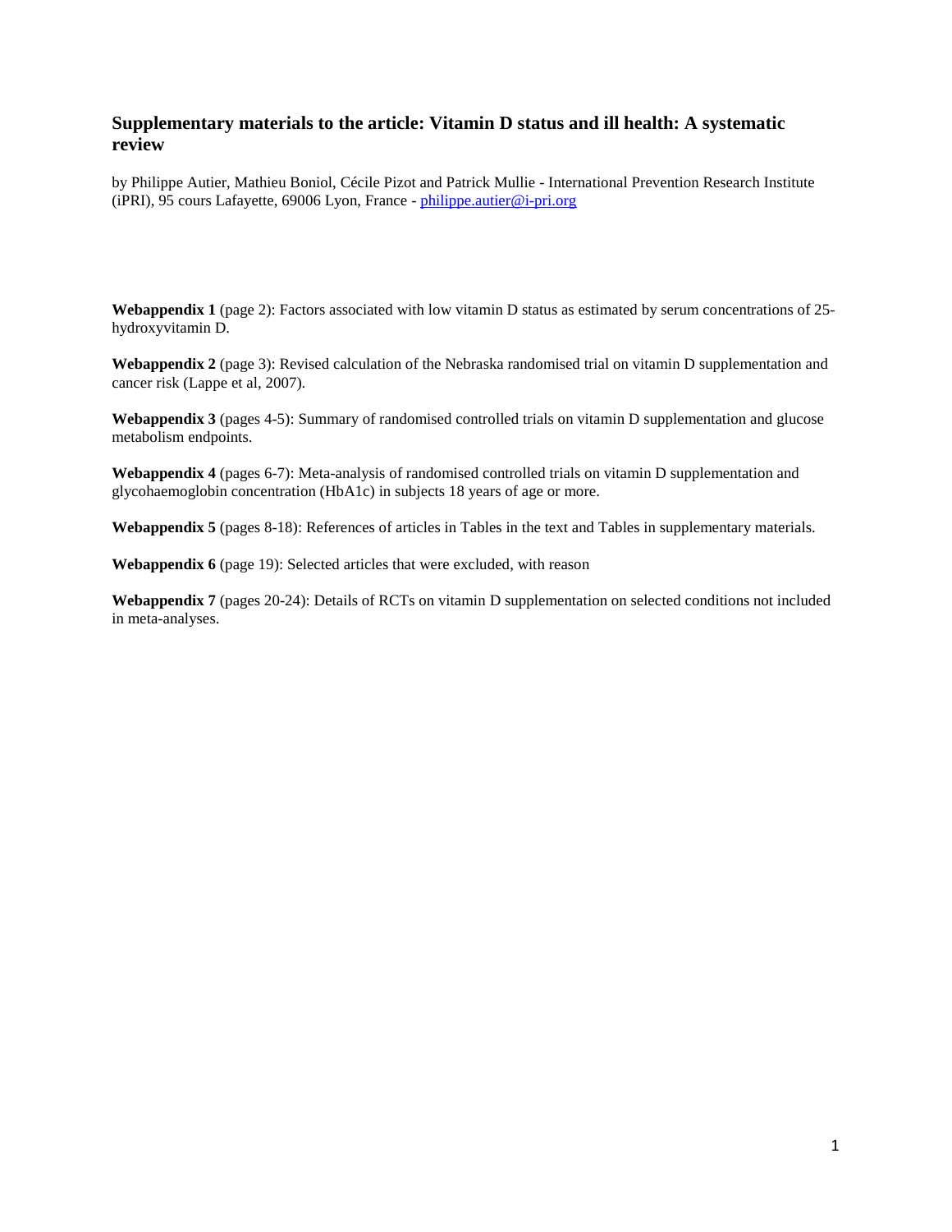## Supplementary materials to the article: Vitamin D status and ill health: A systematic review

by Philippe Autier, Mathieu Boniol, Cécile Pizot and Patrick Mullie - International Prevention Research Institute (iPRI), 95 cours Lafayette, 69006 Lyon, France - philippe.autier@i-pri.org

**Webappendix 1** (page 2): Factors associated with low vitamin D status as estimated by serum concentrations of 25-hydroxyvitamin D.

**Webappendix 2** (page 3): Revised calculation of the Nebraska randomised trial on vitamin D supplementation and cancer risk (Lappe et al, 2007).

**Webappendix 3** (pages 4-5): Summary of randomised controlled trials on vitamin D supplementation and glucose metabolism endpoints.

**Webappendix 4** (pages 6-7): Meta-analysis of randomised controlled trials on vitamin D supplementation and glycohaemoglobin concentration (HbA1c) in subjects 18 years of age or more.

**Webappendix 5** (pages 8-18): References of articles in Tables in the text and Tables in supplementary materials.

**Webappendix 6** (page 19): Selected articles that were excluded, with reason

**Webappendix 7** (pages 20-24): Details of RCTs on vitamin D supplementation on selected conditions not included in meta-analyses.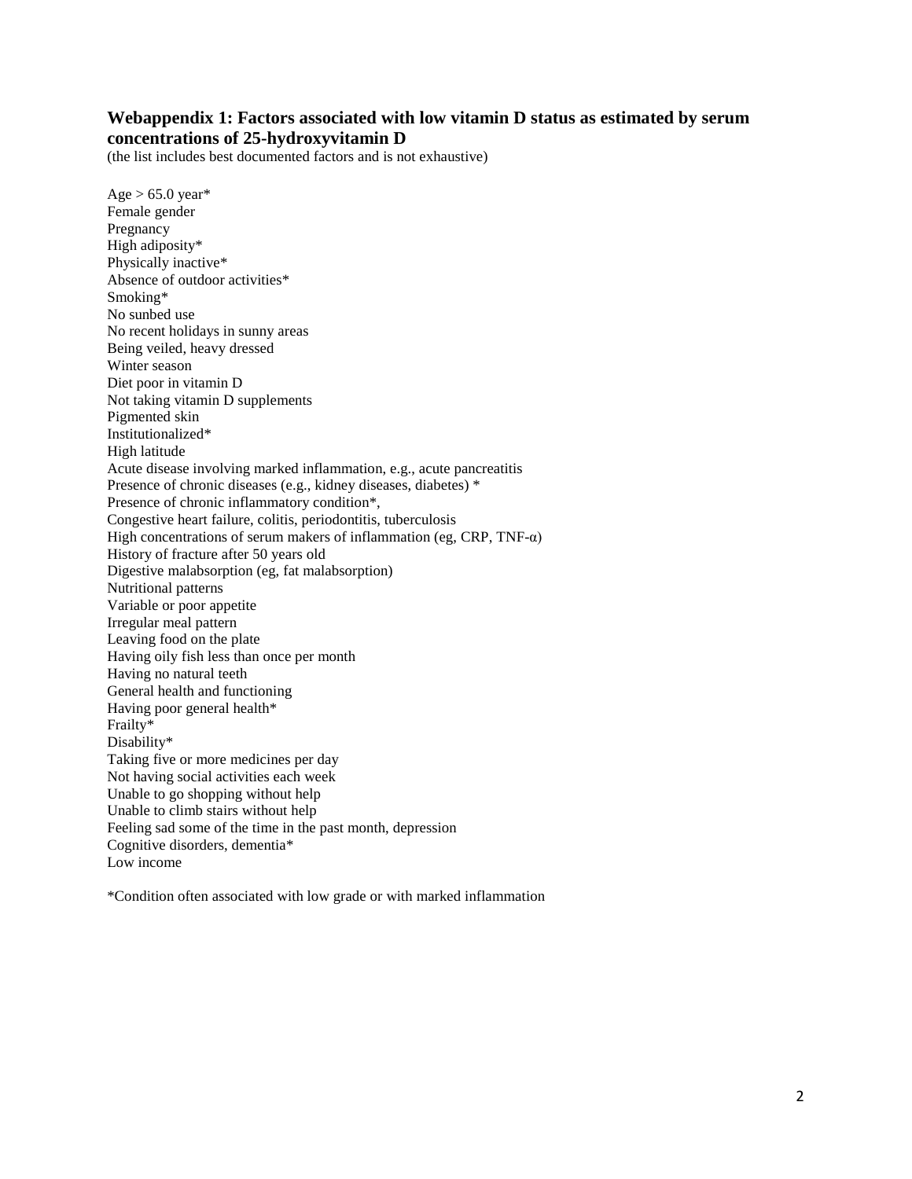### Webappendix 1: Factors associated with low vitamin D status as estimated by serum concentrations of 25-hydroxyvitamin D

(the list includes best documented factors and is not exhaustive)

Age > 65.0 year*
Female gender
Pregnancy
High adiposity*
Physically inactive*
Absence of outdoor activities*
Smoking*
No sunbed use
No recent holidays in sunny areas
Being veiled, heavy dressed
Winter season
Diet poor in vitamin D
Not taking vitamin D supplements
Pigmented skin
Institutionalized*
High latitude
Acute disease involving marked inflammation, e.g., acute pancreatitis
Presence of chronic diseases (e.g., kidney diseases, diabetes) *
Presence of chronic inflammatory condition*,
Congestive heart failure, colitis, periodontitis, tuberculosis
High concentrations of serum makers of inflammation (eg, CRP, TNF-$\alpha$)
History of fracture after 50 years old
Digestive malabsorption (eg, fat malabsorption)
Nutritional patterns
Variable or poor appetite
Irregular meal pattern
Leaving food on the plate
Having oily fish less than once per month
Having no natural teeth
General health and functioning
Having poor general health*
Frailty*
Disability*
Taking five or more medicines per day
Not having social activities each week
Unable to go shopping without help
Unable to climb stairs without help
Feeling sad some of the time in the past month, depression
Cognitive disorders, dementia*
Low income

*Condition often associated with low grade or with marked inflammation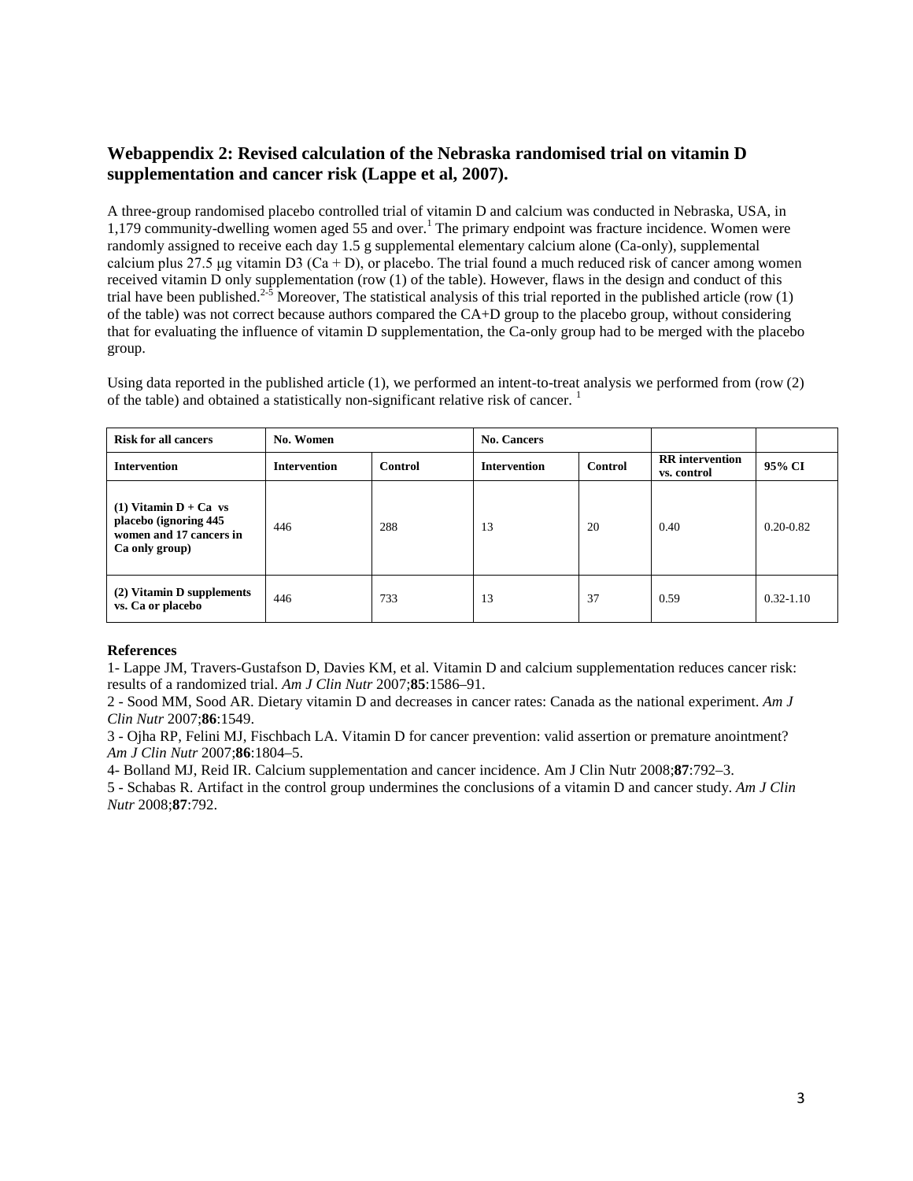## Webappendix 2: Revised calculation of the Nebraska randomised trial on vitamin D supplementation and cancer risk (Lappe et al, 2007).

A three-group randomised placebo controlled trial of vitamin D and calcium was conducted in Nebraska, USA, in 1,179 community-dwelling women aged 55 and over.[1] The primary endpoint was fracture incidence. Women were randomly assigned to receive each day 1.5 g supplemental elementary calcium alone (Ca-only), supplemental calcium plus 27.5 µg vitamin D3 (Ca + D), or placebo. The trial found a much reduced risk of cancer among women received vitamin D only supplementation (row (1) of the table). However, flaws in the design and conduct of this trial have been published.[2-5] Moreover, The statistical analysis of this trial reported in the published article (row (1) of the table) was not correct because authors compared the CA+D group to the placebo group, without considering that for evaluating the influence of vitamin D supplementation, the Ca-only group had to be merged with the placebo group.

Using data reported in the published article (1), we performed an intent-to-treat analysis we performed from (row (2) of the table) and obtained a statistically non-significant relative risk of cancer. [1]

| **Risk for all cancers** | **No. Women** | | **No. Cancers** | | | |
|---|---|---|---|---|---|---|
| **Intervention** | **Intervention** | **Control** | **Intervention** | **Control** | **RR intervention vs. control** | **95% CI** |
| **(1) Vitamin D + Ca vs placebo (ignoring 445 women and 17 cancers in Ca only group)** | 446 | 288 | 13 | 20 | 0.40 | 0.20-0.82 |
| **(2) Vitamin D supplements vs. Ca or placebo** | 446 | 733 | 13 | 37 | 0.59 | 0.32-1.10 |

**References**

1- Lappe JM, Travers-Gustafson D, Davies KM, et al. Vitamin D and calcium supplementation reduces cancer risk: results of a randomized trial. *Am J Clin Nutr* 2007;**85**:1586–91.

2 - Sood MM, Sood AR. Dietary vitamin D and decreases in cancer rates: Canada as the national experiment. *Am J Clin Nutr* 2007;**86**:1549.

3 - Ojha RP, Felini MJ, Fischbach LA. Vitamin D for cancer prevention: valid assertion or premature anointment? *Am J Clin Nutr* 2007;**86**:1804–5.

4- Bolland MJ, Reid IR. Calcium supplementation and cancer incidence. Am J Clin Nutr 2008;**87**:792–3.

5 - Schabas R. Artifact in the control group undermines the conclusions of a vitamin D and cancer study. *Am J Clin Nutr* 2008;**87**:792.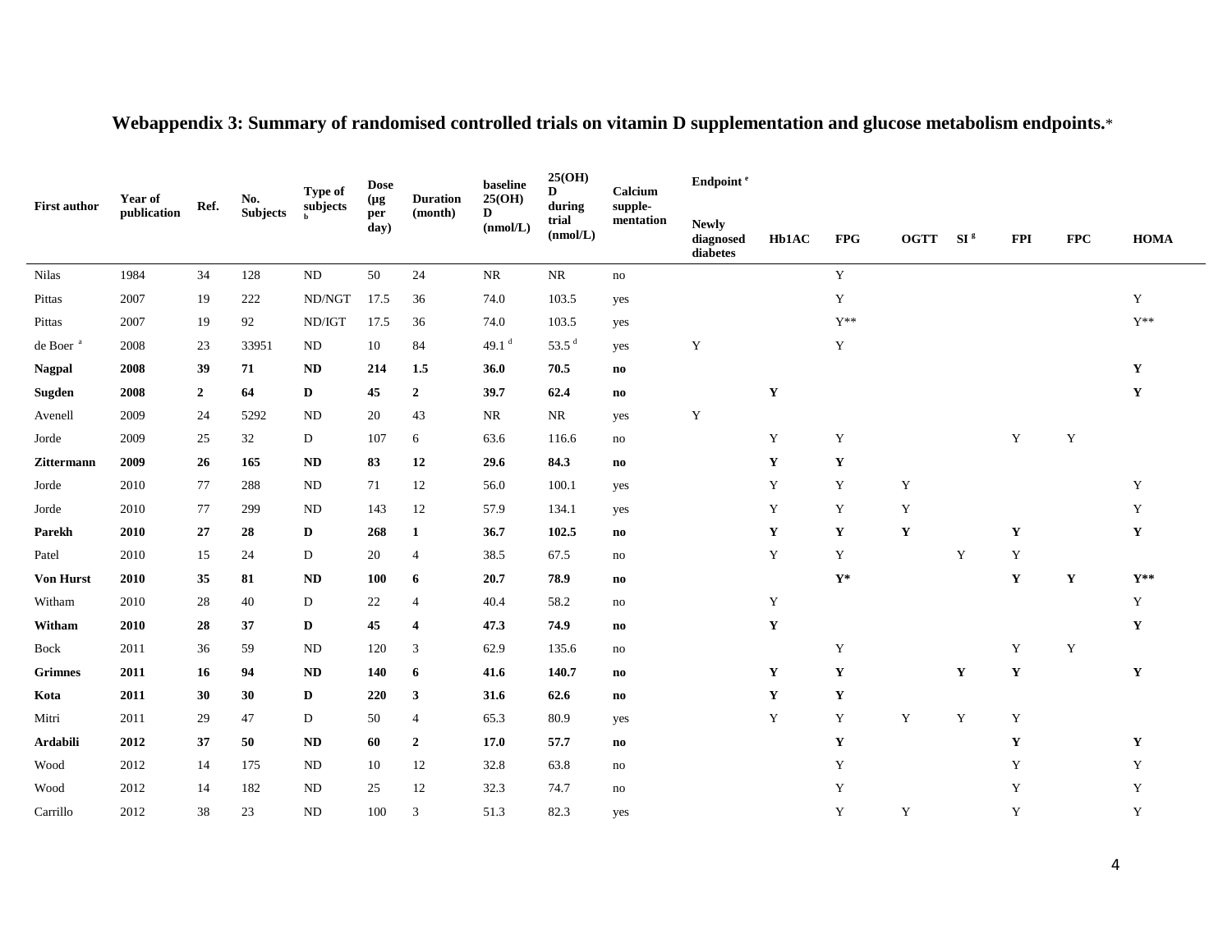## Webappendix 3: Summary of randomised controlled trials on vitamin D supplementation and glucose metabolism endpoints.*

| First author | Year of publication | Ref. | No. Subjects | Type of subjects [b] | Dose (µg per day) | Duration (month) | baseline 25(OH) D (nmol/L) | 25(OH) D during trial (nmol/L) | Calcium supple-mentation | Endpoint [e] | | | | | | | |
|---|---|---|---|---|---|---|---|---|---|---|---|---|---|---|---|---|---|
| | | | | | | | | | | Newly diagnosed diabetes | Hb1AC | FPG | OGTT | SI [g] | FPI | FPC | HOMA |
| Nilas | 1984 | 34 | 128 | ND | 50 | 24 | NR | NR | no | | | Y | | | | | |
| Pittas | 2007 | 19 | 222 | ND/NGT | 17.5 | 36 | 74.0 | 103.5 | yes | | | Y | | | | | Y |
| Pittas | 2007 | 19 | 92 | ND/IGT | 17.5 | 36 | 74.0 | 103.5 | yes | | | Y** | | | | | Y** |
| de Boer [a] | 2008 | 23 | 33951 | ND | 10 | 84 | 49.1 [d] | 53.5 [d] | yes | Y | | Y | | | | | |
| **Nagpal** | **2008** | **39** | **71** | **ND** | **214** | **1.5** | **36.0** | **70.5** | **no** | | | | | | | | **Y** |
| **Sugden** | **2008** | **2** | **64** | **D** | **45** | **2** | **39.7** | **62.4** | **no** | | **Y** | | | | | | **Y** |
| Avenell | 2009 | 24 | 5292 | ND | 20 | 43 | NR | NR | yes | Y | | | | | | | |
| Jorde | 2009 | 25 | 32 | D | 107 | 6 | 63.6 | 116.6 | no | | Y | Y | | | Y | Y | |
| **Zittermann** | **2009** | **26** | **165** | **ND** | **83** | **12** | **29.6** | **84.3** | **no** | | **Y** | **Y** | | | | | |
| Jorde | 2010 | 77 | 288 | ND | 71 | 12 | 56.0 | 100.1 | yes | | Y | Y | Y | | | | Y |
| Jorde | 2010 | 77 | 299 | ND | 143 | 12 | 57.9 | 134.1 | yes | | Y | Y | Y | | | | Y |
| **Parekh** | **2010** | **27** | **28** | **D** | **268** | **1** | **36.7** | **102.5** | **no** | | **Y** | **Y** | **Y** | | **Y** | | **Y** |
| Patel | 2010 | 15 | 24 | D | 20 | 4 | 38.5 | 67.5 | no | | Y | Y | | Y | Y | | |
| **Von Hurst** | **2010** | **35** | **81** | **ND** | **100** | **6** | **20.7** | **78.9** | **no** | | | **Y*** | | | **Y** | **Y** | **Y**** |
| Witham | 2010 | 28 | 40 | D | 22 | 4 | 40.4 | 58.2 | no | | Y | | | | | | Y |
| **Witham** | **2010** | **28** | **37** | **D** | **45** | **4** | **47.3** | **74.9** | **no** | | **Y** | | | | | | **Y** |
| Bock | 2011 | 36 | 59 | ND | 120 | 3 | 62.9 | 135.6 | no | | | Y | | | Y | Y | |
| **Grimnes** | **2011** | **16** | **94** | **ND** | **140** | **6** | **41.6** | **140.7** | **no** | | **Y** | **Y** | | **Y** | **Y** | | **Y** |
| **Kota** | **2011** | **30** | **30** | **D** | **220** | **3** | **31.6** | **62.6** | **no** | | **Y** | **Y** | | | | | |
| Mitri | 2011 | 29 | 47 | D | 50 | 4 | 65.3 | 80.9 | yes | | Y | Y | Y | Y | Y | | |
| **Ardabili** | **2012** | **37** | **50** | **ND** | **60** | **2** | **17.0** | **57.7** | **no** | | | **Y** | | | **Y** | | **Y** |
| Wood | 2012 | 14 | 175 | ND | 10 | 12 | 32.8 | 63.8 | no | | | Y | | | Y | | Y |
| Wood | 2012 | 14 | 182 | ND | 25 | 12 | 32.3 | 74.7 | no | | | Y | | | Y | | Y |
| Carrillo | 2012 | 38 | 23 | ND | 100 | 3 | 51.3 | 82.3 | yes | | | Y | Y | | Y | | Y |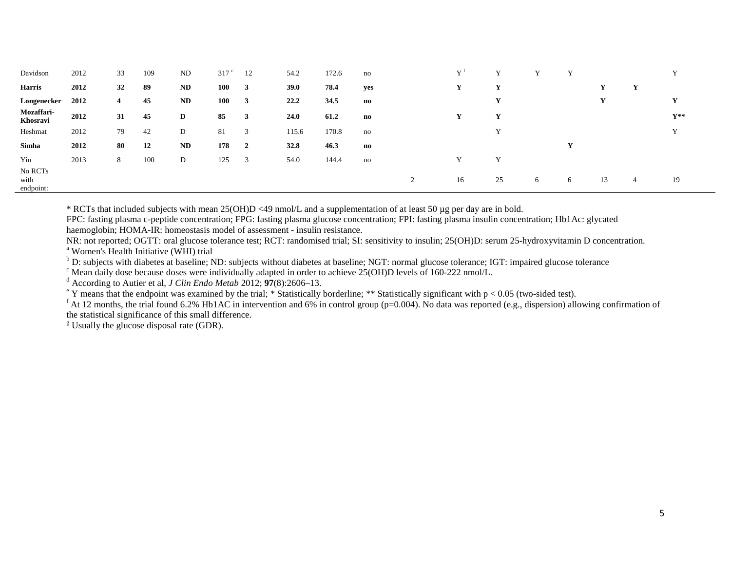| | | | | | | | | | | | | | | | | | |
|---|---|---|---|---|---|---|---|---|---|---|---|---|---|---|---|---|---|
| Davidson | 2012 | 33 | 109 | ND | 317 [c] | 12 | 54.2 | 172.6 | no | | Y [f] | Y | Y | Y | | | Y |
| **Harris** | **2012** | **32** | **89** | **ND** | **100** | **3** | **39.0** | **78.4** | **yes** | | **Y** | **Y** | | | **Y** | **Y** | |
| **Longenecker** | **2012** | **4** | **45** | **ND** | **100** | **3** | **22.2** | **34.5** | **no** | | | **Y** | | | **Y** | | **Y** |
| **Mozaffari-Khosravi** | **2012** | **31** | **45** | **D** | **85** | **3** | **24.0** | **61.2** | **no** | | **Y** | **Y** | | | | | **Y**** |
| Heshmat | 2012 | 79 | 42 | D | 81 | 3 | 115.6 | 170.8 | no | | | Y | | | | | Y |
| **Simha** | **2012** | **80** | **12** | **ND** | **178** | **2** | **32.8** | **46.3** | **no** | | | | | **Y** | | | |
| Yiu | 2013 | 8 | 100 | D | 125 | 3 | 54.0 | 144.4 | no | | Y | Y | | | | | |
| No RCTs with endpoint: | | | | | | | | | | 2 | 16 | 25 | 6 | 6 | 13 | 4 | 19 |

* RCTs that included subjects with mean 25(OH)D <49 nmol/L and a supplementation of at least 50 µg per day are in bold.

FPC: fasting plasma c-peptide concentration; FPG: fasting plasma glucose concentration; FPI: fasting plasma insulin concentration; Hb1Ac: glycated haemoglobin; HOMA-IR: homeostasis model of assessment - insulin resistance.

NR: not reported; OGTT: oral glucose tolerance test; RCT: randomised trial; SI: sensitivity to insulin; 25(OH)D: serum 25-hydroxyvitamin D concentration.

[a] Women's Health Initiative (WHI) trial

[b] D: subjects with diabetes at baseline; ND: subjects without diabetes at baseline; NGT: normal glucose tolerance; IGT: impaired glucose tolerance

[c] Mean daily dose because doses were individually adapted in order to achieve 25(OH)D levels of 160-222 nmol/L.

[d] According to Autier et al, *J Clin Endo Metab* 2012; **97**(8):2606–13.

[e] Y means that the endpoint was examined by the trial; * Statistically borderline; ** Statistically significant with $p < 0.05$ (two-sided test).

[f] At 12 months, the trial found 6.2% Hb1AC in intervention and 6% in control group (p=0.004). No data was reported (e.g., dispersion) allowing confirmation of the statistical significance of this small difference.

[g] Usually the glucose disposal rate (GDR).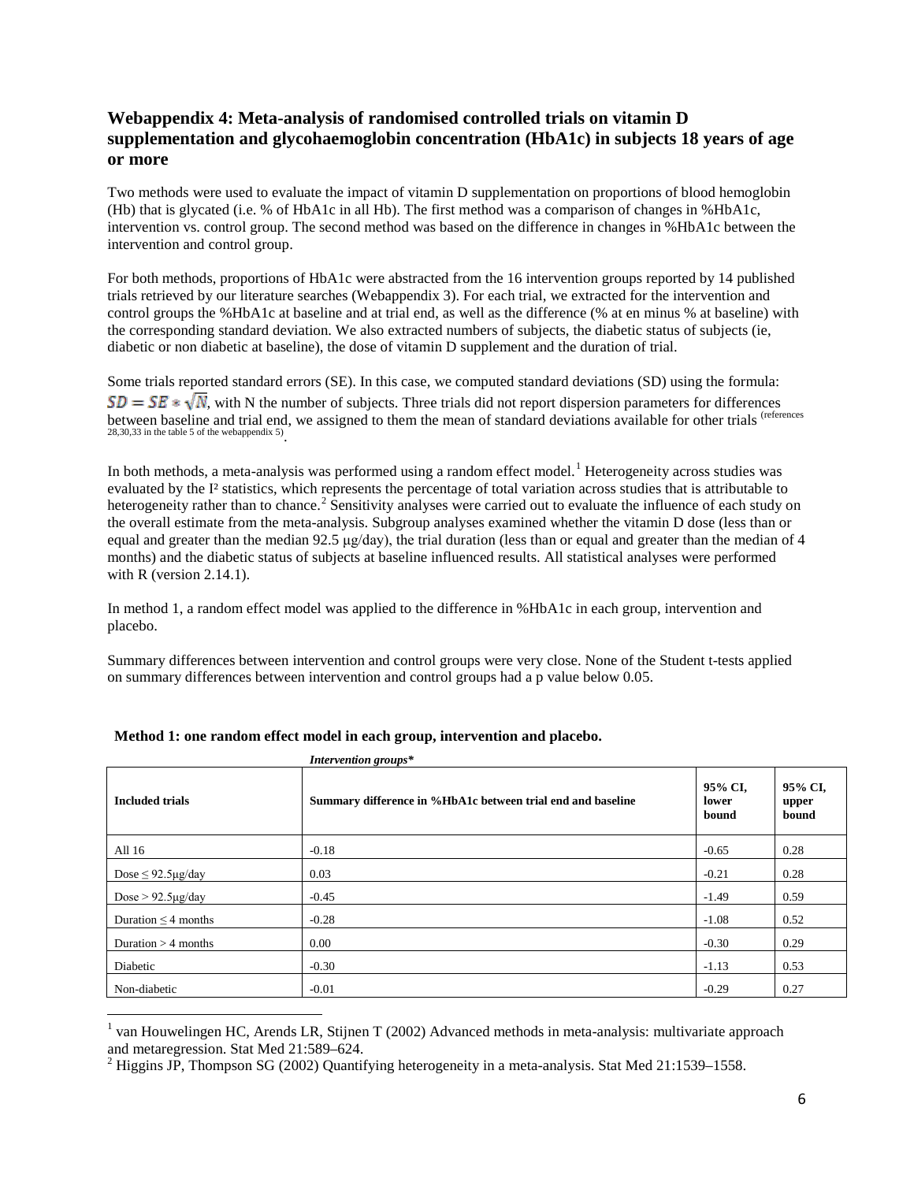## Webappendix 4: Meta-analysis of randomised controlled trials on vitamin D supplementation and glycohaemoglobin concentration (HbA1c) in subjects 18 years of age or more

Two methods were used to evaluate the impact of vitamin D supplementation on proportions of blood hemoglobin (Hb) that is glycated (i.e. % of HbA1c in all Hb). The first method was a comparison of changes in %HbA1c, intervention vs. control group. The second method was based on the difference in changes in %HbA1c between the intervention and control group.

For both methods, proportions of HbA1c were abstracted from the 16 intervention groups reported by 14 published trials retrieved by our literature searches (Webappendix 3). For each trial, we extracted for the intervention and control groups the %HbA1c at baseline and at trial end, as well as the difference (% at en minus % at baseline) with the corresponding standard deviation. We also extracted numbers of subjects, the diabetic status of subjects (ie, diabetic or non diabetic at baseline), the dose of vitamin D supplement and the duration of trial.

Some trials reported standard errors (SE). In this case, we computed standard deviations (SD) using the formula: $SD = SE * \sqrt{N}$, with N the number of subjects. Three trials did not report dispersion parameters for differences between baseline and trial end, we assigned to them the mean of standard deviations available for other trials (references 28,30,33 in the table 5 of the webappendix 5).

In both methods, a meta-analysis was performed using a random effect model.[1] Heterogeneity across studies was evaluated by the I² statistics, which represents the percentage of total variation across studies that is attributable to heterogeneity rather than to chance.[2] Sensitivity analyses were carried out to evaluate the influence of each study on the overall estimate from the meta-analysis. Subgroup analyses examined whether the vitamin D dose (less than or equal and greater than the median 92.5 μg/day), the trial duration (less than or equal and greater than the median of 4 months) and the diabetic status of subjects at baseline influenced results. All statistical analyses were performed with R (version 2.14.1).

In method 1, a random effect model was applied to the difference in %HbA1c in each group, intervention and placebo.

Summary differences between intervention and control groups were very close. None of the Student t-tests applied on summary differences between intervention and control groups had a p value below 0.05.

**Method 1: one random effect model in each group, intervention and placebo.**

*Intervention groups**

| Included trials | Summary difference in %HbA1c between trial end and baseline | 95% CI, lower bound | 95% CI, upper bound |
|---|---|---|---|
| All 16 | -0.18 | -0.65 | 0.28 |
| Dose ≤ 92.5μg/day | 0.03 | -0.21 | 0.28 |
| Dose > 92.5μg/day | -0.45 | -1.49 | 0.59 |
| Duration ≤ 4 months | -0.28 | -1.08 | 0.52 |
| Duration > 4 months | 0.00 | -0.30 | 0.29 |
| Diabetic | -0.30 | -1.13 | 0.53 |
| Non-diabetic | -0.01 | -0.29 | 0.27 |

[1] van Houwelingen HC, Arends LR, Stijnen T (2002) Advanced methods in meta-analysis: multivariate approach and metaregression. Stat Med 21:589–624.

[2] Higgins JP, Thompson SG (2002) Quantifying heterogeneity in a meta-analysis. Stat Med 21:1539–1558.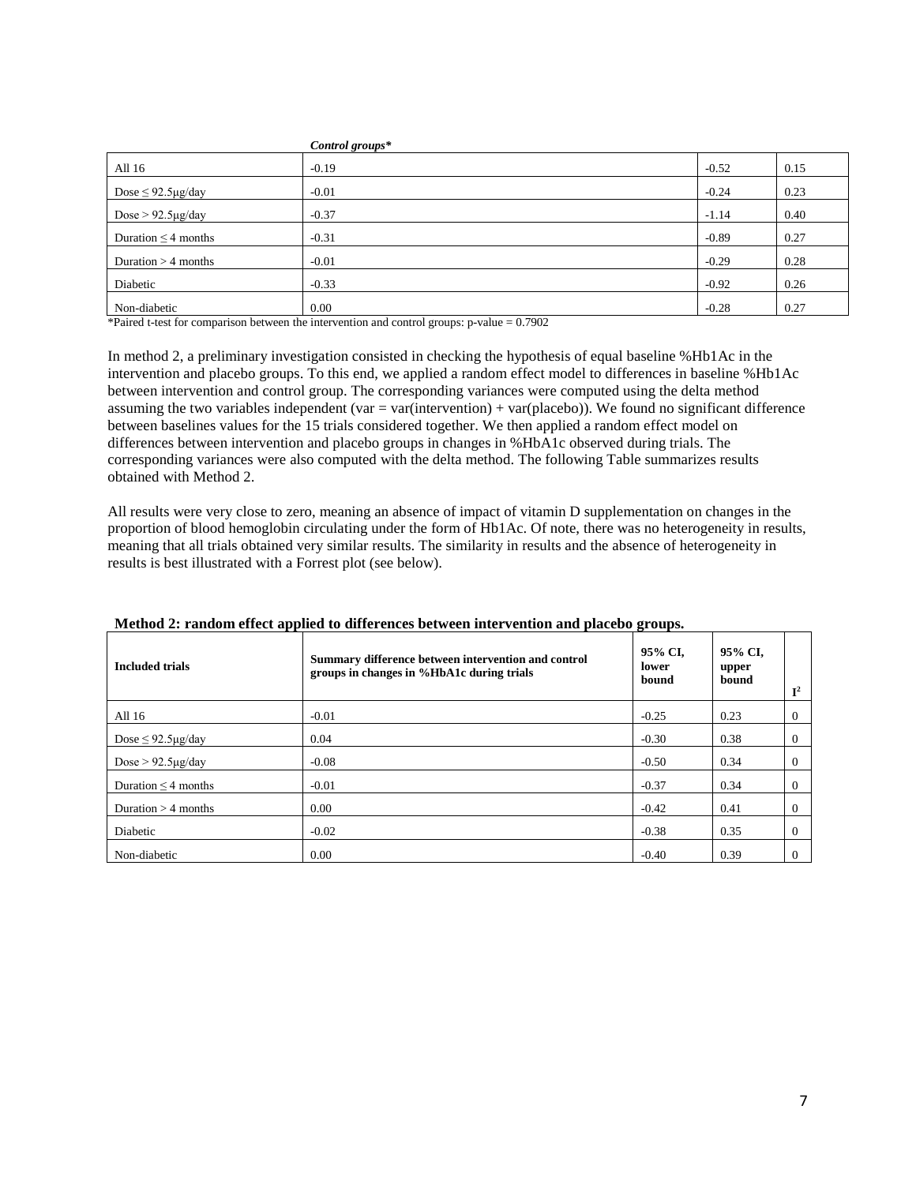| | *Control groups** | | |
|---|---|---|---|
| All 16 | -0.19 | -0.52 | 0.15 |
| Dose ≤ 92.5µg/day | -0.01 | -0.24 | 0.23 |
| Dose > 92.5µg/day | -0.37 | -1.14 | 0.40 |
| Duration ≤ 4 months | -0.31 | -0.89 | 0.27 |
| Duration > 4 months | -0.01 | -0.29 | 0.28 |
| Diabetic | -0.33 | -0.92 | 0.26 |
| Non-diabetic | 0.00 | -0.28 | 0.27 |

*Paired t-test for comparison between the intervention and control groups: p-value = 0.7902

In method 2, a preliminary investigation consisted in checking the hypothesis of equal baseline %Hb1Ac in the intervention and placebo groups. To this end, we applied a random effect model to differences in baseline %Hb1Ac between intervention and control group. The corresponding variances were computed using the delta method assuming the two variables independent (var = var(intervention) + var(placebo)). We found no significant difference between baselines values for the 15 trials considered together. We then applied a random effect model on differences between intervention and placebo groups in changes in %HbA1c observed during trials. The corresponding variances were also computed with the delta method. The following Table summarizes results obtained with Method 2.

All results were very close to zero, meaning an absence of impact of vitamin D supplementation on changes in the proportion of blood hemoglobin circulating under the form of Hb1Ac. Of note, there was no heterogeneity in results, meaning that all trials obtained very similar results. The similarity in results and the absence of heterogeneity in results is best illustrated with a Forrest plot (see below).

**Method 2: random effect applied to differences between intervention and placebo groups.**

| **Included trials** | **Summary difference between intervention and control groups in changes in %HbA1c during trials** | **95% CI, lower bound** | **95% CI, upper bound** | **$I^2$** |
|---|---|---|---|---|
| All 16 | -0.01 | -0.25 | 0.23 | 0 |
| Dose ≤ 92.5µg/day | 0.04 | -0.30 | 0.38 | 0 |
| Dose > 92.5µg/day | -0.08 | -0.50 | 0.34 | 0 |
| Duration ≤ 4 months | -0.01 | -0.37 | 0.34 | 0 |
| Duration > 4 months | 0.00 | -0.42 | 0.41 | 0 |
| Diabetic | -0.02 | -0.38 | 0.35 | 0 |
| Non-diabetic | 0.00 | -0.40 | 0.39 | 0 |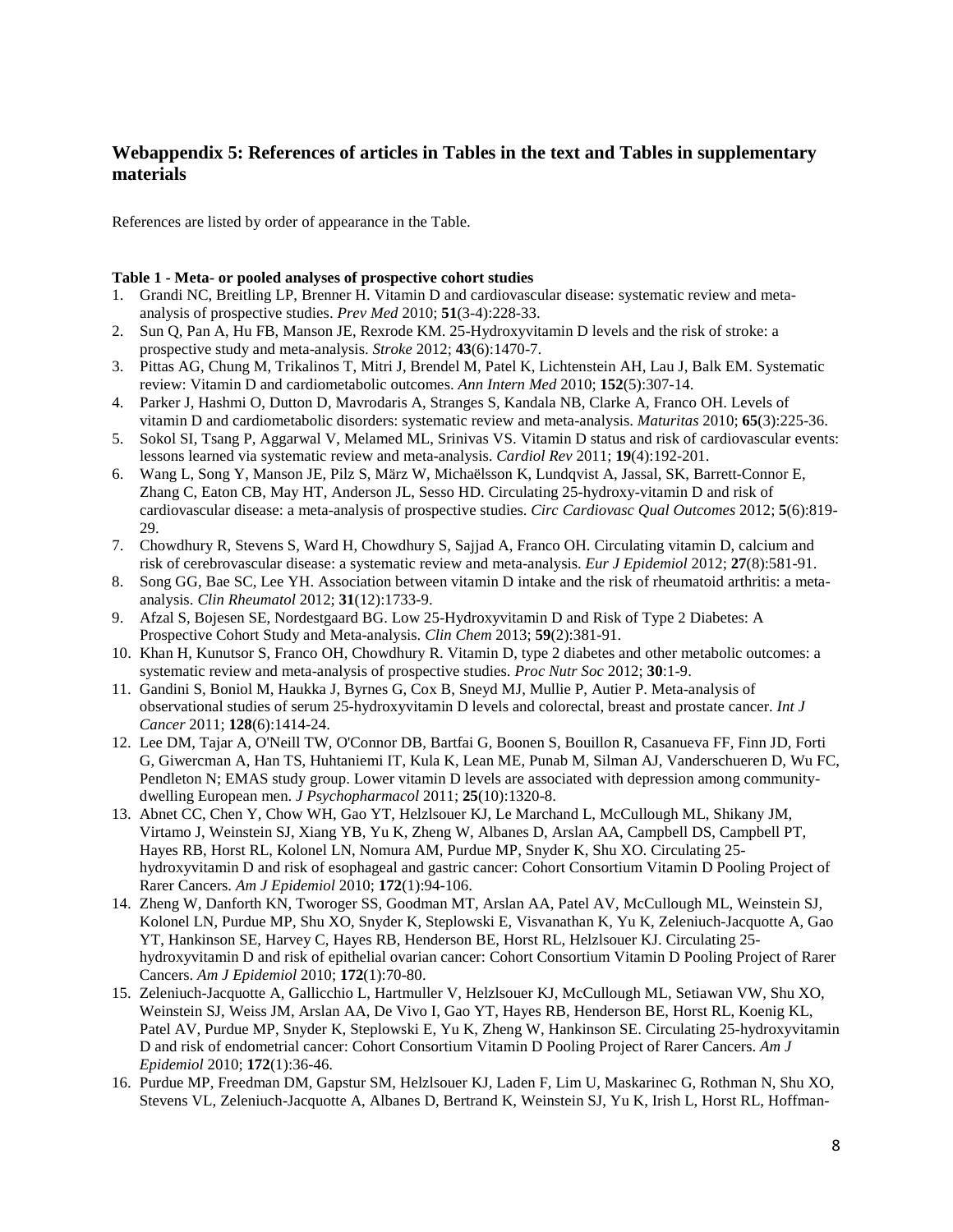## Webappendix 5: References of articles in Tables in the text and Tables in supplementary materials

References are listed by order of appearance in the Table.

**Table 1 - Meta- or pooled analyses of prospective cohort studies**

1. Grandi NC, Breitling LP, Brenner H. Vitamin D and cardiovascular disease: systematic review and meta-analysis of prospective studies. *Prev Med* 2010; **51**(3-4):228-33.
2. Sun Q, Pan A, Hu FB, Manson JE, Rexrode KM. 25-Hydroxyvitamin D levels and the risk of stroke: a prospective study and meta-analysis. *Stroke* 2012; **43**(6):1470-7.
3. Pittas AG, Chung M, Trikalinos T, Mitri J, Brendel M, Patel K, Lichtenstein AH, Lau J, Balk EM. Systematic review: Vitamin D and cardiometabolic outcomes. *Ann Intern Med* 2010; **152**(5):307-14.
4. Parker J, Hashmi O, Dutton D, Mavrodaris A, Stranges S, Kandala NB, Clarke A, Franco OH. Levels of vitamin D and cardiometabolic disorders: systematic review and meta-analysis. *Maturitas* 2010; **65**(3):225-36.
5. Sokol SI, Tsang P, Aggarwal V, Melamed ML, Srinivas VS. Vitamin D status and risk of cardiovascular events: lessons learned via systematic review and meta-analysis. *Cardiol Rev* 2011; **19**(4):192-201.
6. Wang L, Song Y, Manson JE, Pilz S, März W, Michaëlsson K, Lundqvist A, Jassal, SK, Barrett-Connor E, Zhang C, Eaton CB, May HT, Anderson JL, Sesso HD. Circulating 25-hydroxy-vitamin D and risk of cardiovascular disease: a meta-analysis of prospective studies. *Circ Cardiovasc Qual Outcomes* 2012; **5**(6):819-29.
7. Chowdhury R, Stevens S, Ward H, Chowdhury S, Sajjad A, Franco OH. Circulating vitamin D, calcium and risk of cerebrovascular disease: a systematic review and meta-analysis. *Eur J Epidemiol* 2012; **27**(8):581-91.
8. Song GG, Bae SC, Lee YH. Association between vitamin D intake and the risk of rheumatoid arthritis: a meta-analysis. *Clin Rheumatol* 2012; **31**(12):1733-9.
9. Afzal S, Bojesen SE, Nordestgaard BG. Low 25-Hydroxyvitamin D and Risk of Type 2 Diabetes: A Prospective Cohort Study and Meta-analysis. *Clin Chem* 2013; **59**(2):381-91.
10. Khan H, Kunutsor S, Franco OH, Chowdhury R. Vitamin D, type 2 diabetes and other metabolic outcomes: a systematic review and meta-analysis of prospective studies. *Proc Nutr Soc* 2012; **30**:1-9.
11. Gandini S, Boniol M, Haukka J, Byrnes G, Cox B, Sneyd MJ, Mullie P, Autier P. Meta-analysis of observational studies of serum 25-hydroxyvitamin D levels and colorectal, breast and prostate cancer. *Int J Cancer* 2011; **128**(6):1414-24.
12. Lee DM, Tajar A, O'Neill TW, O'Connor DB, Bartfai G, Boonen S, Bouillon R, Casanueva FF, Finn JD, Forti G, Giwercman A, Han TS, Huhtaniemi IT, Kula K, Lean ME, Punab M, Silman AJ, Vanderschueren D, Wu FC, Pendleton N; EMAS study group. Lower vitamin D levels are associated with depression among community-dwelling European men. *J Psychopharmacol* 2011; **25**(10):1320-8.
13. Abnet CC, Chen Y, Chow WH, Gao YT, Helzlsouer KJ, Le Marchand L, McCullough ML, Shikany JM, Virtamo J, Weinstein SJ, Xiang YB, Yu K, Zheng W, Albanes D, Arslan AA, Campbell DS, Campbell PT, Hayes RB, Horst RL, Kolonel LN, Nomura AM, Purdue MP, Snyder K, Shu XO. Circulating 25-hydroxyvitamin D and risk of esophageal and gastric cancer: Cohort Consortium Vitamin D Pooling Project of Rarer Cancers. *Am J Epidemiol* 2010; **172**(1):94-106.
14. Zheng W, Danforth KN, Tworoger SS, Goodman MT, Arslan AA, Patel AV, McCullough ML, Weinstein SJ, Kolonel LN, Purdue MP, Shu XO, Snyder K, Steplowski E, Visvanathan K, Yu K, Zeleniuch-Jacquotte A, Gao YT, Hankinson SE, Harvey C, Hayes RB, Henderson BE, Horst RL, Helzlsouer KJ. Circulating 25-hydroxyvitamin D and risk of epithelial ovarian cancer: Cohort Consortium Vitamin D Pooling Project of Rarer Cancers. *Am J Epidemiol* 2010; **172**(1):70-80.
15. Zeleniuch-Jacquotte A, Gallicchio L, Hartmuller V, Helzlsouer KJ, McCullough ML, Setiawan VW, Shu XO, Weinstein SJ, Weiss JM, Arslan AA, De Vivo I, Gao YT, Hayes RB, Henderson BE, Horst RL, Koenig KL, Patel AV, Purdue MP, Snyder K, Steplowski E, Yu K, Zheng W, Hankinson SE. Circulating 25-hydroxyvitamin D and risk of endometrial cancer: Cohort Consortium Vitamin D Pooling Project of Rarer Cancers. *Am J Epidemiol* 2010; **172**(1):36-46.
16. Purdue MP, Freedman DM, Gapstur SM, Helzlsouer KJ, Laden F, Lim U, Maskarinec G, Rothman N, Shu XO, Stevens VL, Zeleniuch-Jacquotte A, Albanes D, Bertrand K, Weinstein SJ, Yu K, Irish L, Horst RL, Hoffman-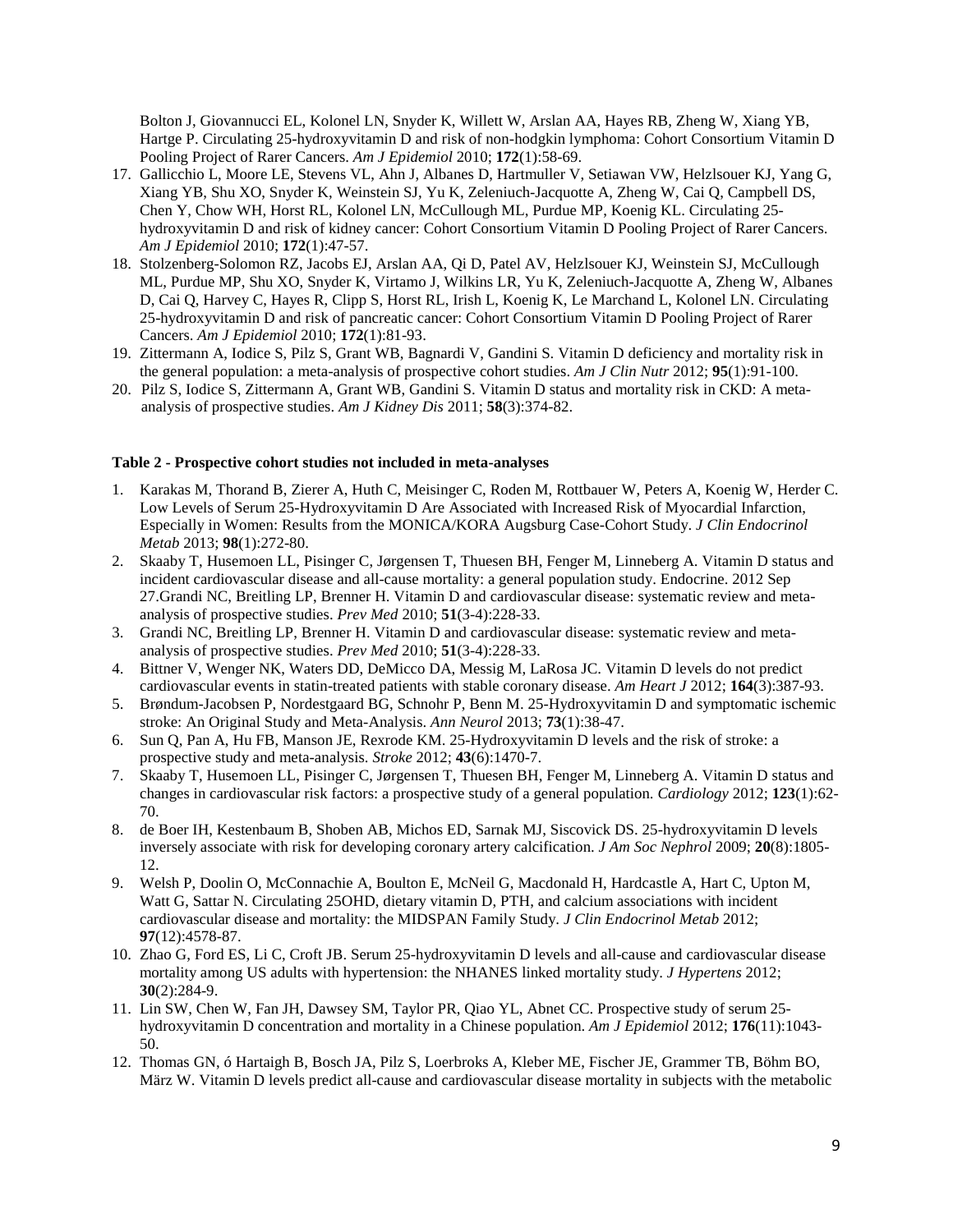Bolton J, Giovannucci EL, Kolonel LN, Snyder K, Willett W, Arslan AA, Hayes RB, Zheng W, Xiang YB, Hartge P. Circulating 25-hydroxyvitamin D and risk of non-hodgkin lymphoma: Cohort Consortium Vitamin D Pooling Project of Rarer Cancers. *Am J Epidemiol* 2010; **172**(1):58-69.

17. Gallicchio L, Moore LE, Stevens VL, Ahn J, Albanes D, Hartmuller V, Setiawan VW, Helzlsouer KJ, Yang G, Xiang YB, Shu XO, Snyder K, Weinstein SJ, Yu K, Zeleniuch-Jacquotte A, Zheng W, Cai Q, Campbell DS, Chen Y, Chow WH, Horst RL, Kolonel LN, McCullough ML, Purdue MP, Koenig KL. Circulating 25-hydroxyvitamin D and risk of kidney cancer: Cohort Consortium Vitamin D Pooling Project of Rarer Cancers. *Am J Epidemiol* 2010; **172**(1):47-57.
18. Stolzenberg-Solomon RZ, Jacobs EJ, Arslan AA, Qi D, Patel AV, Helzlsouer KJ, Weinstein SJ, McCullough ML, Purdue MP, Shu XO, Snyder K, Virtamo J, Wilkins LR, Yu K, Zeleniuch-Jacquotte A, Zheng W, Albanes D, Cai Q, Harvey C, Hayes R, Clipp S, Horst RL, Irish L, Koenig K, Le Marchand L, Kolonel LN. Circulating 25-hydroxyvitamin D and risk of pancreatic cancer: Cohort Consortium Vitamin D Pooling Project of Rarer Cancers. *Am J Epidemiol* 2010; **172**(1):81-93.
19. Zittermann A, Iodice S, Pilz S, Grant WB, Bagnardi V, Gandini S. Vitamin D deficiency and mortality risk in the general population: a meta-analysis of prospective cohort studies. *Am J Clin Nutr* 2012; **95**(1):91-100.
20. Pilz S, Iodice S, Zittermann A, Grant WB, Gandini S. Vitamin D status and mortality risk in CKD: A meta-analysis of prospective studies. *Am J Kidney Dis* 2011; **58**(3):374-82.

**Table 2 - Prospective cohort studies not included in meta-analyses**

1. Karakas M, Thorand B, Zierer A, Huth C, Meisinger C, Roden M, Rottbauer W, Peters A, Koenig W, Herder C. Low Levels of Serum 25-Hydroxyvitamin D Are Associated with Increased Risk of Myocardial Infarction, Especially in Women: Results from the MONICA/KORA Augsburg Case-Cohort Study. *J Clin Endocrinol Metab* 2013; **98**(1):272-80.
2. Skaaby T, Husemoen LL, Pisinger C, Jørgensen T, Thuesen BH, Fenger M, Linneberg A. Vitamin D status and incident cardiovascular disease and all-cause mortality: a general population study. Endocrine. 2012 Sep 27.Grandi NC, Breitling LP, Brenner H. Vitamin D and cardiovascular disease: systematic review and meta-analysis of prospective studies. *Prev Med* 2010; **51**(3-4):228-33.
3. Grandi NC, Breitling LP, Brenner H. Vitamin D and cardiovascular disease: systematic review and meta-analysis of prospective studies. *Prev Med* 2010; **51**(3-4):228-33.
4. Bittner V, Wenger NK, Waters DD, DeMicco DA, Messig M, LaRosa JC. Vitamin D levels do not predict cardiovascular events in statin-treated patients with stable coronary disease. *Am Heart J* 2012; **164**(3):387-93.
5. Brøndum-Jacobsen P, Nordestgaard BG, Schnohr P, Benn M. 25-Hydroxyvitamin D and symptomatic ischemic stroke: An Original Study and Meta-Analysis. *Ann Neurol* 2013; **73**(1):38-47.
6. Sun Q, Pan A, Hu FB, Manson JE, Rexrode KM. 25-Hydroxyvitamin D levels and the risk of stroke: a prospective study and meta-analysis. *Stroke* 2012; **43**(6):1470-7.
7. Skaaby T, Husemoen LL, Pisinger C, Jørgensen T, Thuesen BH, Fenger M, Linneberg A. Vitamin D status and changes in cardiovascular risk factors: a prospective study of a general population. *Cardiology* 2012; **123**(1):62-70.
8. de Boer IH, Kestenbaum B, Shoben AB, Michos ED, Sarnak MJ, Siscovick DS. 25-hydroxyvitamin D levels inversely associate with risk for developing coronary artery calcification. *J Am Soc Nephrol* 2009; **20**(8):1805-12.
9. Welsh P, Doolin O, McConnachie A, Boulton E, McNeil G, Macdonald H, Hardcastle A, Hart C, Upton M, Watt G, Sattar N. Circulating 25OHD, dietary vitamin D, PTH, and calcium associations with incident cardiovascular disease and mortality: the MIDSPAN Family Study. *J Clin Endocrinol Metab* 2012; **97**(12):4578-87.
10. Zhao G, Ford ES, Li C, Croft JB. Serum 25-hydroxyvitamin D levels and all-cause and cardiovascular disease mortality among US adults with hypertension: the NHANES linked mortality study. *J Hypertens* 2012; **30**(2):284-9.
11. Lin SW, Chen W, Fan JH, Dawsey SM, Taylor PR, Qiao YL, Abnet CC. Prospective study of serum 25-hydroxyvitamin D concentration and mortality in a Chinese population. *Am J Epidemiol* 2012; **176**(11):1043-50.
12. Thomas GN, ó Hartaigh B, Bosch JA, Pilz S, Loerbroks A, Kleber ME, Fischer JE, Grammer TB, Böhm BO, März W. Vitamin D levels predict all-cause and cardiovascular disease mortality in subjects with the metabolic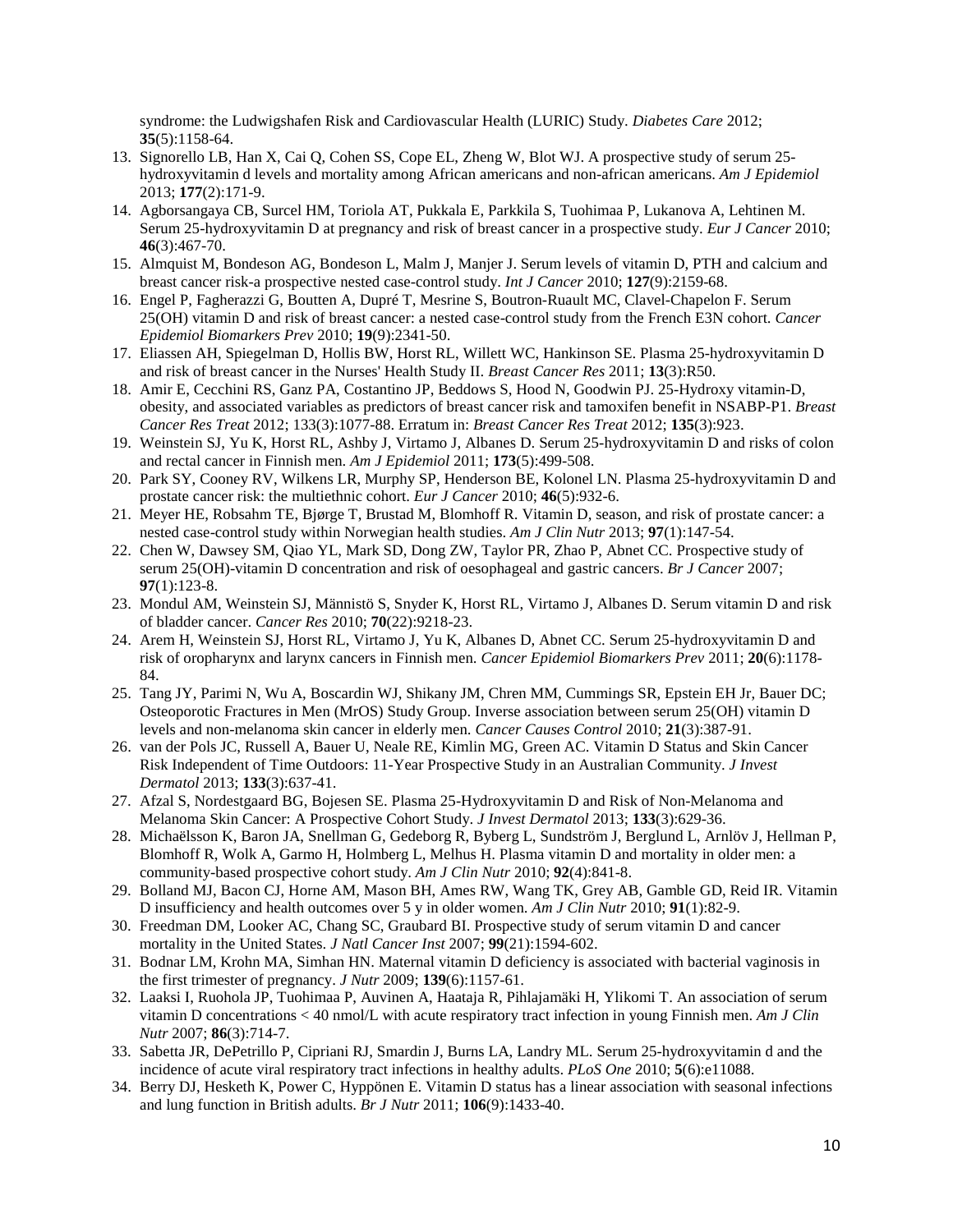syndrome: the Ludwigshafen Risk and Cardiovascular Health (LURIC) Study. *Diabetes Care* 2012; **35**(5):1158-64.

13. Signorello LB, Han X, Cai Q, Cohen SS, Cope EL, Zheng W, Blot WJ. A prospective study of serum 25-hydroxyvitamin d levels and mortality among African americans and non-african americans. *Am J Epidemiol* 2013; **177**(2):171-9.
14. Agborsangaya CB, Surcel HM, Toriola AT, Pukkala E, Parkkila S, Tuohimaa P, Lukanova A, Lehtinen M. Serum 25-hydroxyvitamin D at pregnancy and risk of breast cancer in a prospective study. *Eur J Cancer* 2010; **46**(3):467-70.
15. Almquist M, Bondeson AG, Bondeson L, Malm J, Manjer J. Serum levels of vitamin D, PTH and calcium and breast cancer risk-a prospective nested case-control study. *Int J Cancer* 2010; **127**(9):2159-68.
16. Engel P, Fagherazzi G, Boutten A, Dupré T, Mesrine S, Boutron-Ruault MC, Clavel-Chapelon F. Serum 25(OH) vitamin D and risk of breast cancer: a nested case-control study from the French E3N cohort. *Cancer Epidemiol Biomarkers Prev* 2010; **19**(9):2341-50.
17. Eliassen AH, Spiegelman D, Hollis BW, Horst RL, Willett WC, Hankinson SE. Plasma 25-hydroxyvitamin D and risk of breast cancer in the Nurses' Health Study II. *Breast Cancer Res* 2011; **13**(3):R50.
18. Amir E, Cecchini RS, Ganz PA, Costantino JP, Beddows S, Hood N, Goodwin PJ. 25-Hydroxy vitamin-D, obesity, and associated variables as predictors of breast cancer risk and tamoxifen benefit in NSABP-P1. *Breast Cancer Res Treat* 2012; 133(3):1077-88. Erratum in: *Breast Cancer Res Treat* 2012; **135**(3):923.
19. Weinstein SJ, Yu K, Horst RL, Ashby J, Virtamo J, Albanes D. Serum 25-hydroxyvitamin D and risks of colon and rectal cancer in Finnish men. *Am J Epidemiol* 2011; **173**(5):499-508.
20. Park SY, Cooney RV, Wilkens LR, Murphy SP, Henderson BE, Kolonel LN. Plasma 25-hydroxyvitamin D and prostate cancer risk: the multiethnic cohort. *Eur J Cancer* 2010; **46**(5):932-6.
21. Meyer HE, Robsahm TE, Bjørge T, Brustad M, Blomhoff R. Vitamin D, season, and risk of prostate cancer: a nested case-control study within Norwegian health studies. *Am J Clin Nutr* 2013; **97**(1):147-54.
22. Chen W, Dawsey SM, Qiao YL, Mark SD, Dong ZW, Taylor PR, Zhao P, Abnet CC. Prospective study of serum 25(OH)-vitamin D concentration and risk of oesophageal and gastric cancers. *Br J Cancer* 2007; **97**(1):123-8.
23. Mondul AM, Weinstein SJ, Männistö S, Snyder K, Horst RL, Virtamo J, Albanes D. Serum vitamin D and risk of bladder cancer. *Cancer Res* 2010; **70**(22):9218-23.
24. Arem H, Weinstein SJ, Horst RL, Virtamo J, Yu K, Albanes D, Abnet CC. Serum 25-hydroxyvitamin D and risk of oropharynx and larynx cancers in Finnish men. *Cancer Epidemiol Biomarkers Prev* 2011; **20**(6):1178-84.
25. Tang JY, Parimi N, Wu A, Boscardin WJ, Shikany JM, Chren MM, Cummings SR, Epstein EH Jr, Bauer DC; Osteoporotic Fractures in Men (MrOS) Study Group. Inverse association between serum 25(OH) vitamin D levels and non-melanoma skin cancer in elderly men. *Cancer Causes Control* 2010; **21**(3):387-91.
26. van der Pols JC, Russell A, Bauer U, Neale RE, Kimlin MG, Green AC. Vitamin D Status and Skin Cancer Risk Independent of Time Outdoors: 11-Year Prospective Study in an Australian Community. *J Invest Dermatol* 2013; **133**(3):637-41.
27. Afzal S, Nordestgaard BG, Bojesen SE. Plasma 25-Hydroxyvitamin D and Risk of Non-Melanoma and Melanoma Skin Cancer: A Prospective Cohort Study. *J Invest Dermatol* 2013; **133**(3):629-36.
28. Michaëlsson K, Baron JA, Snellman G, Gedeborg R, Byberg L, Sundström J, Berglund L, Arnlöv J, Hellman P, Blomhoff R, Wolk A, Garmo H, Holmberg L, Melhus H. Plasma vitamin D and mortality in older men: a community-based prospective cohort study. *Am J Clin Nutr* 2010; **92**(4):841-8.
29. Bolland MJ, Bacon CJ, Horne AM, Mason BH, Ames RW, Wang TK, Grey AB, Gamble GD, Reid IR. Vitamin D insufficiency and health outcomes over 5 y in older women. *Am J Clin Nutr* 2010; **91**(1):82-9.
30. Freedman DM, Looker AC, Chang SC, Graubard BI. Prospective study of serum vitamin D and cancer mortality in the United States. *J Natl Cancer Inst* 2007; **99**(21):1594-602.
31. Bodnar LM, Krohn MA, Simhan HN. Maternal vitamin D deficiency is associated with bacterial vaginosis in the first trimester of pregnancy. *J Nutr* 2009; **139**(6):1157-61.
32. Laaksi I, Ruohola JP, Tuohimaa P, Auvinen A, Haataja R, Pihlajamäki H, Ylikomi T. An association of serum vitamin D concentrations < 40 nmol/L with acute respiratory tract infection in young Finnish men. *Am J Clin Nutr* 2007; **86**(3):714-7.
33. Sabetta JR, DePetrillo P, Cipriani RJ, Smardin J, Burns LA, Landry ML. Serum 25-hydroxyvitamin d and the incidence of acute viral respiratory tract infections in healthy adults. *PLoS One* 2010; **5**(6):e11088.
34. Berry DJ, Hesketh K, Power C, Hyppönen E. Vitamin D status has a linear association with seasonal infections and lung function in British adults. *Br J Nutr* 2011; **106**(9):1433-40.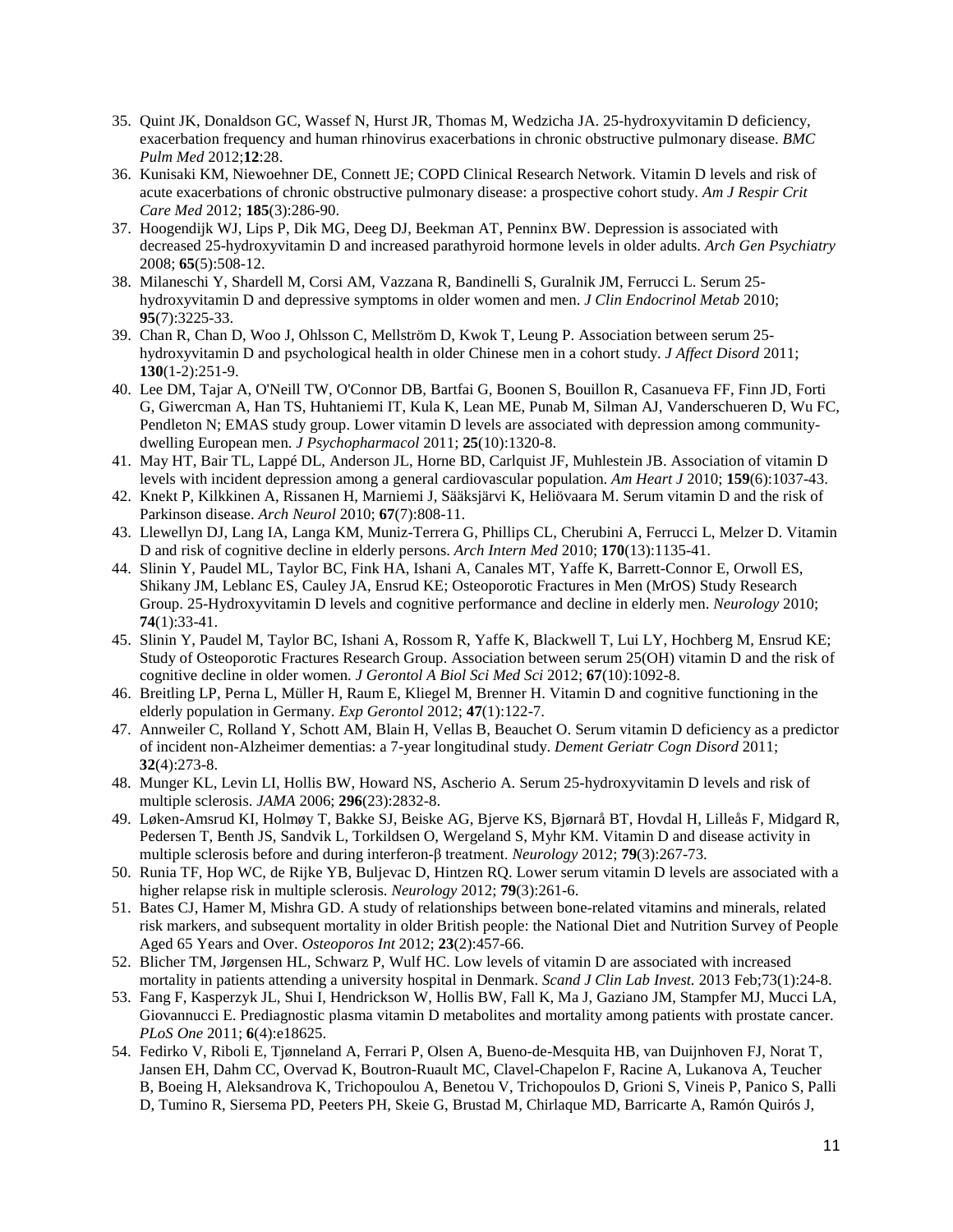35. Quint JK, Donaldson GC, Wassef N, Hurst JR, Thomas M, Wedzicha JA. 25-hydroxyvitamin D deficiency, exacerbation frequency and human rhinovirus exacerbations in chronic obstructive pulmonary disease. *BMC Pulm Med* 2012;**12**:28.
36. Kunisaki KM, Niewoehner DE, Connett JE; COPD Clinical Research Network. Vitamin D levels and risk of acute exacerbations of chronic obstructive pulmonary disease: a prospective cohort study. *Am J Respir Crit Care Med* 2012; **185**(3):286-90.
37. Hoogendijk WJ, Lips P, Dik MG, Deeg DJ, Beekman AT, Penninx BW. Depression is associated with decreased 25-hydroxyvitamin D and increased parathyroid hormone levels in older adults. *Arch Gen Psychiatry* 2008; **65**(5):508-12.
38. Milaneschi Y, Shardell M, Corsi AM, Vazzana R, Bandinelli S, Guralnik JM, Ferrucci L. Serum 25-hydroxyvitamin D and depressive symptoms in older women and men. *J Clin Endocrinol Metab* 2010; **95**(7):3225-33.
39. Chan R, Chan D, Woo J, Ohlsson C, Mellström D, Kwok T, Leung P. Association between serum 25-hydroxyvitamin D and psychological health in older Chinese men in a cohort study. *J Affect Disord* 2011; **130**(1-2):251-9.
40. Lee DM, Tajar A, O'Neill TW, O'Connor DB, Bartfai G, Boonen S, Bouillon R, Casanueva FF, Finn JD, Forti G, Giwercman A, Han TS, Huhtaniemi IT, Kula K, Lean ME, Punab M, Silman AJ, Vanderschueren D, Wu FC, Pendleton N; EMAS study group. Lower vitamin D levels are associated with depression among community-dwelling European men. *J Psychopharmacol* 2011; **25**(10):1320-8.
41. May HT, Bair TL, Lappé DL, Anderson JL, Horne BD, Carlquist JF, Muhlestein JB. Association of vitamin D levels with incident depression among a general cardiovascular population. *Am Heart J* 2010; **159**(6):1037-43.
42. Knekt P, Kilkkinen A, Rissanen H, Marniemi J, Sääksjärvi K, Heliövaara M. Serum vitamin D and the risk of Parkinson disease. *Arch Neurol* 2010; **67**(7):808-11.
43. Llewellyn DJ, Lang IA, Langa KM, Muniz-Terrera G, Phillips CL, Cherubini A, Ferrucci L, Melzer D. Vitamin D and risk of cognitive decline in elderly persons. *Arch Intern Med* 2010; **170**(13):1135-41.
44. Slinin Y, Paudel ML, Taylor BC, Fink HA, Ishani A, Canales MT, Yaffe K, Barrett-Connor E, Orwoll ES, Shikany JM, Leblanc ES, Cauley JA, Ensrud KE; Osteoporotic Fractures in Men (MrOS) Study Research Group. 25-Hydroxyvitamin D levels and cognitive performance and decline in elderly men. *Neurology* 2010; **74**(1):33-41.
45. Slinin Y, Paudel M, Taylor BC, Ishani A, Rossom R, Yaffe K, Blackwell T, Lui LY, Hochberg M, Ensrud KE; Study of Osteoporotic Fractures Research Group. Association between serum 25(OH) vitamin D and the risk of cognitive decline in older women. *J Gerontol A Biol Sci Med Sci* 2012; **67**(10):1092-8.
46. Breitling LP, Perna L, Müller H, Raum E, Kliegel M, Brenner H. Vitamin D and cognitive functioning in the elderly population in Germany. *Exp Gerontol* 2012; **47**(1):122-7.
47. Annweiler C, Rolland Y, Schott AM, Blain H, Vellas B, Beauchet O. Serum vitamin D deficiency as a predictor of incident non-Alzheimer dementias: a 7-year longitudinal study. *Dement Geriatr Cogn Disord* 2011; **32**(4):273-8.
48. Munger KL, Levin LI, Hollis BW, Howard NS, Ascherio A. Serum 25-hydroxyvitamin D levels and risk of multiple sclerosis. *JAMA* 2006; **296**(23):2832-8.
49. Løken-Amsrud KI, Holmøy T, Bakke SJ, Beiske AG, Bjerve KS, Bjørnarå BT, Hovdal H, Lilleås F, Midgard R, Pedersen T, Benth JS, Sandvik L, Torkildsen O, Wergeland S, Myhr KM. Vitamin D and disease activity in multiple sclerosis before and during interferon-β treatment. *Neurology* 2012; **79**(3):267-73.
50. Runia TF, Hop WC, de Rijke YB, Buljevac D, Hintzen RQ. Lower serum vitamin D levels are associated with a higher relapse risk in multiple sclerosis. *Neurology* 2012; **79**(3):261-6.
51. Bates CJ, Hamer M, Mishra GD. A study of relationships between bone-related vitamins and minerals, related risk markers, and subsequent mortality in older British people: the National Diet and Nutrition Survey of People Aged 65 Years and Over. *Osteoporos Int* 2012; **23**(2):457-66.
52. Blicher TM, Jørgensen HL, Schwarz P, Wulf HC. Low levels of vitamin D are associated with increased mortality in patients attending a university hospital in Denmark. *Scand J Clin Lab Invest.* 2013 Feb;73(1):24-8.
53. Fang F, Kasperzyk JL, Shui I, Hendrickson W, Hollis BW, Fall K, Ma J, Gaziano JM, Stampfer MJ, Mucci LA, Giovannucci E. Prediagnostic plasma vitamin D metabolites and mortality among patients with prostate cancer. *PLoS One* 2011; **6**(4):e18625.
54. Fedirko V, Riboli E, Tjønneland A, Ferrari P, Olsen A, Bueno-de-Mesquita HB, van Duijnhoven FJ, Norat T, Jansen EH, Dahm CC, Overvad K, Boutron-Ruault MC, Clavel-Chapelon F, Racine A, Lukanova A, Teucher B, Boeing H, Aleksandrova K, Trichopoulou A, Benetou V, Trichopoulos D, Grioni S, Vineis P, Panico S, Palli D, Tumino R, Siersema PD, Peeters PH, Skeie G, Brustad M, Chirlaque MD, Barricarte A, Ramón Quirós J,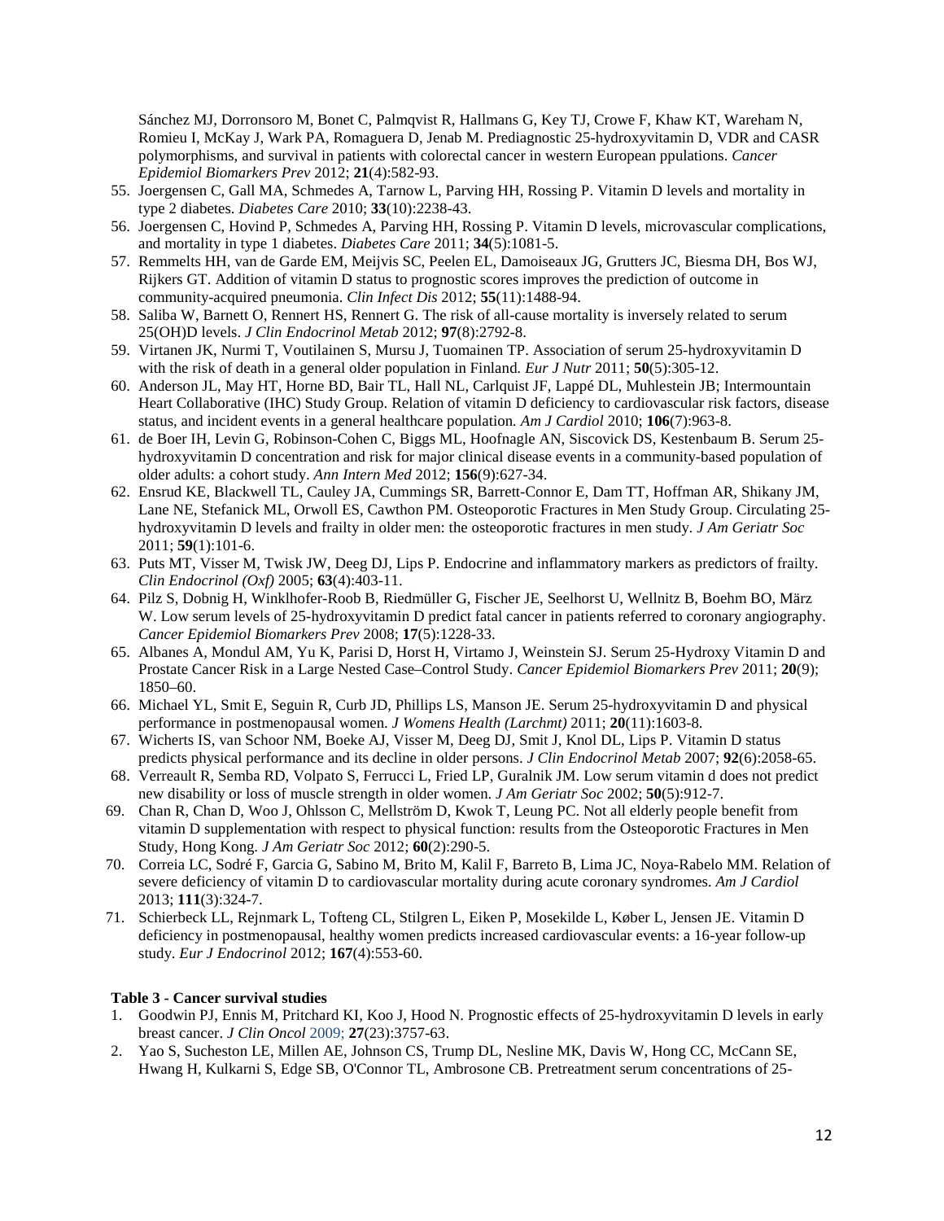Sánchez MJ, Dorronsoro M, Bonet C, Palmqvist R, Hallmans G, Key TJ, Crowe F, Khaw KT, Wareham N, Romieu I, McKay J, Wark PA, Romaguera D, Jenab M. Prediagnostic 25-hydroxyvitamin D, VDR and CASR polymorphisms, and survival in patients with colorectal cancer in western European ppulations. *Cancer Epidemiol Biomarkers Prev* 2012; **21**(4):582-93.

55. Joergensen C, Gall MA, Schmedes A, Tarnow L, Parving HH, Rossing P. Vitamin D levels and mortality in type 2 diabetes. *Diabetes Care* 2010; **33**(10):2238-43.
56. Joergensen C, Hovind P, Schmedes A, Parving HH, Rossing P. Vitamin D levels, microvascular complications, and mortality in type 1 diabetes. *Diabetes Care* 2011; **34**(5):1081-5.
57. Remmelts HH, van de Garde EM, Meijvis SC, Peelen EL, Damoiseaux JG, Grutters JC, Biesma DH, Bos WJ, Rijkers GT. Addition of vitamin D status to prognostic scores improves the prediction of outcome in community-acquired pneumonia. *Clin Infect Dis* 2012; **55**(11):1488-94.
58. Saliba W, Barnett O, Rennert HS, Rennert G. The risk of all-cause mortality is inversely related to serum 25(OH)D levels. *J Clin Endocrinol Metab* 2012; **97**(8):2792-8.
59. Virtanen JK, Nurmi T, Voutilainen S, Mursu J, Tuomainen TP. Association of serum 25-hydroxyvitamin D with the risk of death in a general older population in Finland. *Eur J Nutr* 2011; **50**(5):305-12.
60. Anderson JL, May HT, Horne BD, Bair TL, Hall NL, Carlquist JF, Lappé DL, Muhlestein JB; Intermountain Heart Collaborative (IHC) Study Group. Relation of vitamin D deficiency to cardiovascular risk factors, disease status, and incident events in a general healthcare population. *Am J Cardiol* 2010; **106**(7):963-8.
61. de Boer IH, Levin G, Robinson-Cohen C, Biggs ML, Hoofnagle AN, Siscovick DS, Kestenbaum B. Serum 25-hydroxyvitamin D concentration and risk for major clinical disease events in a community-based population of older adults: a cohort study. *Ann Intern Med* 2012; **156**(9):627-34.
62. Ensrud KE, Blackwell TL, Cauley JA, Cummings SR, Barrett-Connor E, Dam TT, Hoffman AR, Shikany JM, Lane NE, Stefanick ML, Orwoll ES, Cawthon PM. Osteoporotic Fractures in Men Study Group. Circulating 25-hydroxyvitamin D levels and frailty in older men: the osteoporotic fractures in men study. *J Am Geriatr Soc* 2011; **59**(1):101-6.
63. Puts MT, Visser M, Twisk JW, Deeg DJ, Lips P. Endocrine and inflammatory markers as predictors of frailty. *Clin Endocrinol (Oxf)* 2005; **63**(4):403-11.
64. Pilz S, Dobnig H, Winklhofer-Roob B, Riedmüller G, Fischer JE, Seelhorst U, Wellnitz B, Boehm BO, März W. Low serum levels of 25-hydroxyvitamin D predict fatal cancer in patients referred to coronary angiography. *Cancer Epidemiol Biomarkers Prev* 2008; **17**(5):1228-33.
65. Albanes A, Mondul AM, Yu K, Parisi D, Horst H, Virtamo J, Weinstein SJ. Serum 25-Hydroxy Vitamin D and Prostate Cancer Risk in a Large Nested Case–Control Study. *Cancer Epidemiol Biomarkers Prev* 2011; **20**(9); 1850–60.
66. Michael YL, Smit E, Seguin R, Curb JD, Phillips LS, Manson JE. Serum 25-hydroxyvitamin D and physical performance in postmenopausal women. *J Womens Health (Larchmt)* 2011; **20**(11):1603-8.
67. Wicherts IS, van Schoor NM, Boeke AJ, Visser M, Deeg DJ, Smit J, Knol DL, Lips P. Vitamin D status predicts physical performance and its decline in older persons. *J Clin Endocrinol Metab* 2007; **92**(6):2058-65.
68. Verreault R, Semba RD, Volpato S, Ferrucci L, Fried LP, Guralnik JM. Low serum vitamin d does not predict new disability or loss of muscle strength in older women. *J Am Geriatr Soc* 2002; **50**(5):912-7.
69. Chan R, Chan D, Woo J, Ohlsson C, Mellström D, Kwok T, Leung PC. Not all elderly people benefit from vitamin D supplementation with respect to physical function: results from the Osteoporotic Fractures in Men Study, Hong Kong. *J Am Geriatr Soc* 2012; **60**(2):290-5.
70. Correia LC, Sodré F, Garcia G, Sabino M, Brito M, Kalil F, Barreto B, Lima JC, Noya-Rabelo MM. Relation of severe deficiency of vitamin D to cardiovascular mortality during acute coronary syndromes. *Am J Cardiol* 2013; **111**(3):324-7.
71. Schierbeck LL, Rejnmark L, Tofteng CL, Stilgren L, Eiken P, Mosekilde L, Køber L, Jensen JE. Vitamin D deficiency in postmenopausal, healthy women predicts increased cardiovascular events: a 16-year follow-up study. *Eur J Endocrinol* 2012; **167**(4):553-60.

**Table 3 - Cancer survival studies**

1. Goodwin PJ, Ennis M, Pritchard KI, Koo J, Hood N. Prognostic effects of 25-hydroxyvitamin D levels in early breast cancer. *J Clin Oncol* 2009; **27**(23):3757-63.
2. Yao S, Sucheston LE, Millen AE, Johnson CS, Trump DL, Nesline MK, Davis W, Hong CC, McCann SE, Hwang H, Kulkarni S, Edge SB, O'Connor TL, Ambrosone CB. Pretreatment serum concentrations of 25-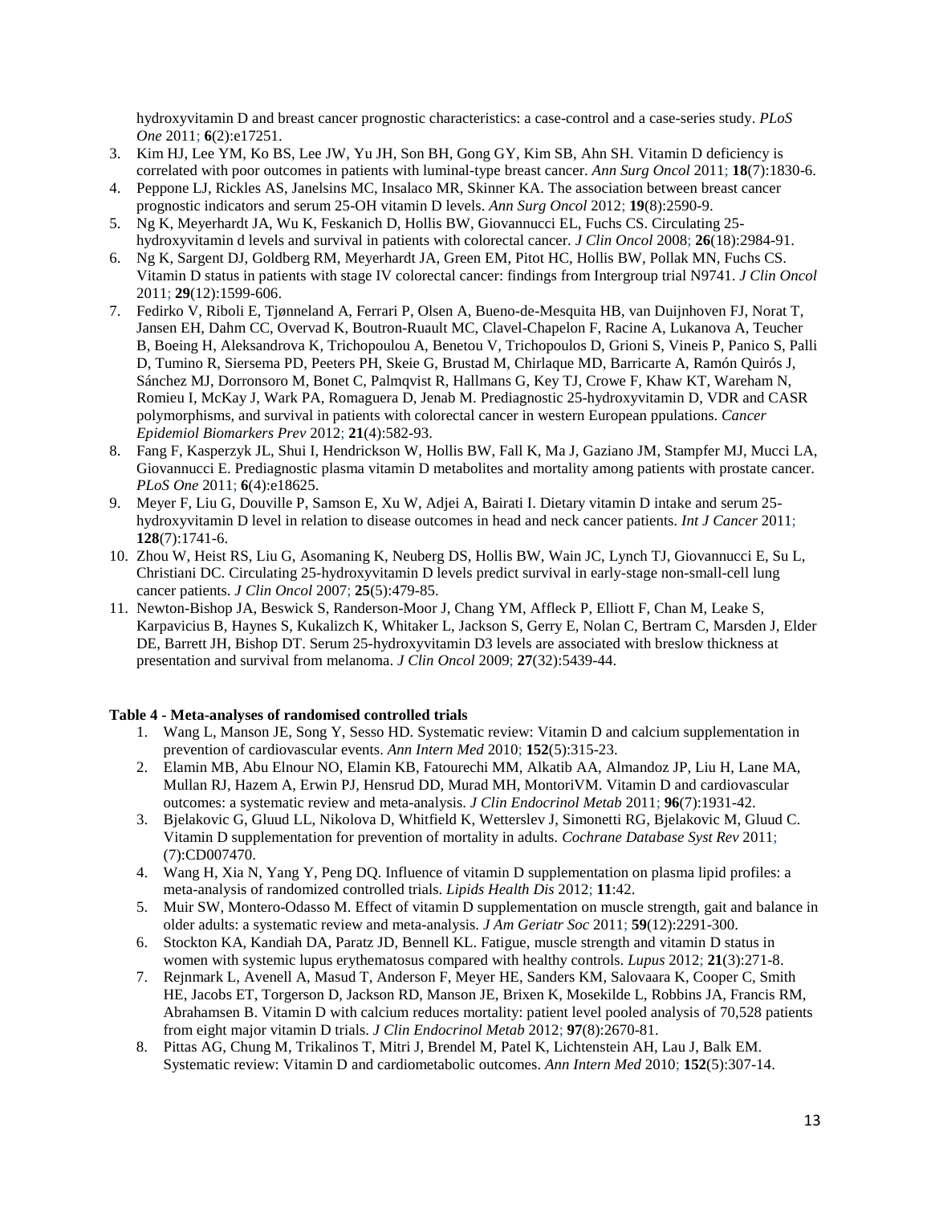hydroxyvitamin D and breast cancer prognostic characteristics: a case-control and a case-series study. *PLoS One* 2011; **6**(2):e17251.

3. Kim HJ, Lee YM, Ko BS, Lee JW, Yu JH, Son BH, Gong GY, Kim SB, Ahn SH. Vitamin D deficiency is correlated with poor outcomes in patients with luminal-type breast cancer. *Ann Surg Oncol* 2011; **18**(7):1830-6.
4. Peppone LJ, Rickles AS, Janelsins MC, Insalaco MR, Skinner KA. The association between breast cancer prognostic indicators and serum 25-OH vitamin D levels. *Ann Surg Oncol* 2012; **19**(8):2590-9.
5. Ng K, Meyerhardt JA, Wu K, Feskanich D, Hollis BW, Giovannucci EL, Fuchs CS. Circulating 25-hydroxyvitamin d levels and survival in patients with colorectal cancer. *J Clin Oncol* 2008; **26**(18):2984-91.
6. Ng K, Sargent DJ, Goldberg RM, Meyerhardt JA, Green EM, Pitot HC, Hollis BW, Pollak MN, Fuchs CS. Vitamin D status in patients with stage IV colorectal cancer: findings from Intergroup trial N9741. *J Clin Oncol* 2011; **29**(12):1599-606.
7. Fedirko V, Riboli E, Tjønneland A, Ferrari P, Olsen A, Bueno-de-Mesquita HB, van Duijnhoven FJ, Norat T, Jansen EH, Dahm CC, Overvad K, Boutron-Ruault MC, Clavel-Chapelon F, Racine A, Lukanova A, Teucher B, Boeing H, Aleksandrova K, Trichopoulou A, Benetou V, Trichopoulos D, Grioni S, Vineis P, Panico S, Palli D, Tumino R, Siersema PD, Peeters PH, Skeie G, Brustad M, Chirlaque MD, Barricarte A, Ramón Quirós J, Sánchez MJ, Dorronsoro M, Bonet C, Palmqvist R, Hallmans G, Key TJ, Crowe F, Khaw KT, Wareham N, Romieu I, McKay J, Wark PA, Romaguera D, Jenab M. Prediagnostic 25-hydroxyvitamin D, VDR and CASR polymorphisms, and survival in patients with colorectal cancer in western European ppulations. *Cancer Epidemiol Biomarkers Prev* 2012; **21**(4):582-93.
8. Fang F, Kasperzyk JL, Shui I, Hendrickson W, Hollis BW, Fall K, Ma J, Gaziano JM, Stampfer MJ, Mucci LA, Giovannucci E. Prediagnostic plasma vitamin D metabolites and mortality among patients with prostate cancer. *PLoS One* 2011; **6**(4):e18625.
9. Meyer F, Liu G, Douville P, Samson E, Xu W, Adjei A, Bairati I. Dietary vitamin D intake and serum 25-hydroxyvitamin D level in relation to disease outcomes in head and neck cancer patients. *Int J Cancer* 2011; **128**(7):1741-6.
10. Zhou W, Heist RS, Liu G, Asomaning K, Neuberg DS, Hollis BW, Wain JC, Lynch TJ, Giovannucci E, Su L, Christiani DC. Circulating 25-hydroxyvitamin D levels predict survival in early-stage non-small-cell lung cancer patients. *J Clin Oncol* 2007; **25**(5):479-85.
11. Newton-Bishop JA, Beswick S, Randerson-Moor J, Chang YM, Affleck P, Elliott F, Chan M, Leake S, Karpavicius B, Haynes S, Kukalizch K, Whitaker L, Jackson S, Gerry E, Nolan C, Bertram C, Marsden J, Elder DE, Barrett JH, Bishop DT. Serum 25-hydroxyvitamin D3 levels are associated with breslow thickness at presentation and survival from melanoma. *J Clin Oncol* 2009; **27**(32):5439-44.

**Table 4 - Meta-analyses of randomised controlled trials**

1. Wang L, Manson JE, Song Y, Sesso HD. Systematic review: Vitamin D and calcium supplementation in prevention of cardiovascular events. *Ann Intern Med* 2010; **152**(5):315-23.
2. Elamin MB, Abu Elnour NO, Elamin KB, Fatourechi MM, Alkatib AA, Almandoz JP, Liu H, Lane MA, Mullan RJ, Hazem A, Erwin PJ, Hensrud DD, Murad MH, MontoriVM. Vitamin D and cardiovascular outcomes: a systematic review and meta-analysis. *J Clin Endocrinol Metab* 2011; **96**(7):1931-42.
3. Bjelakovic G, Gluud LL, Nikolova D, Whitfield K, Wetterslev J, Simonetti RG, Bjelakovic M, Gluud C. Vitamin D supplementation for prevention of mortality in adults. *Cochrane Database Syst Rev* 2011; (7):CD007470.
4. Wang H, Xia N, Yang Y, Peng DQ. Influence of vitamin D supplementation on plasma lipid profiles: a meta-analysis of randomized controlled trials. *Lipids Health Dis* 2012; **11**:42.
5. Muir SW, Montero-Odasso M. Effect of vitamin D supplementation on muscle strength, gait and balance in older adults: a systematic review and meta-analysis. *J Am Geriatr Soc* 2011; **59**(12):2291-300.
6. Stockton KA, Kandiah DA, Paratz JD, Bennell KL. Fatigue, muscle strength and vitamin D status in women with systemic lupus erythematosus compared with healthy controls. *Lupus* 2012; **21**(3):271-8.
7. Rejnmark L, Avenell A, Masud T, Anderson F, Meyer HE, Sanders KM, Salovaara K, Cooper C, Smith HE, Jacobs ET, Torgerson D, Jackson RD, Manson JE, Brixen K, Mosekilde L, Robbins JA, Francis RM, Abrahamsen B. Vitamin D with calcium reduces mortality: patient level pooled analysis of 70,528 patients from eight major vitamin D trials. *J Clin Endocrinol Metab* 2012; **97**(8):2670-81.
8. Pittas AG, Chung M, Trikalinos T, Mitri J, Brendel M, Patel K, Lichtenstein AH, Lau J, Balk EM. Systematic review: Vitamin D and cardiometabolic outcomes. *Ann Intern Med* 2010; **152**(5):307-14.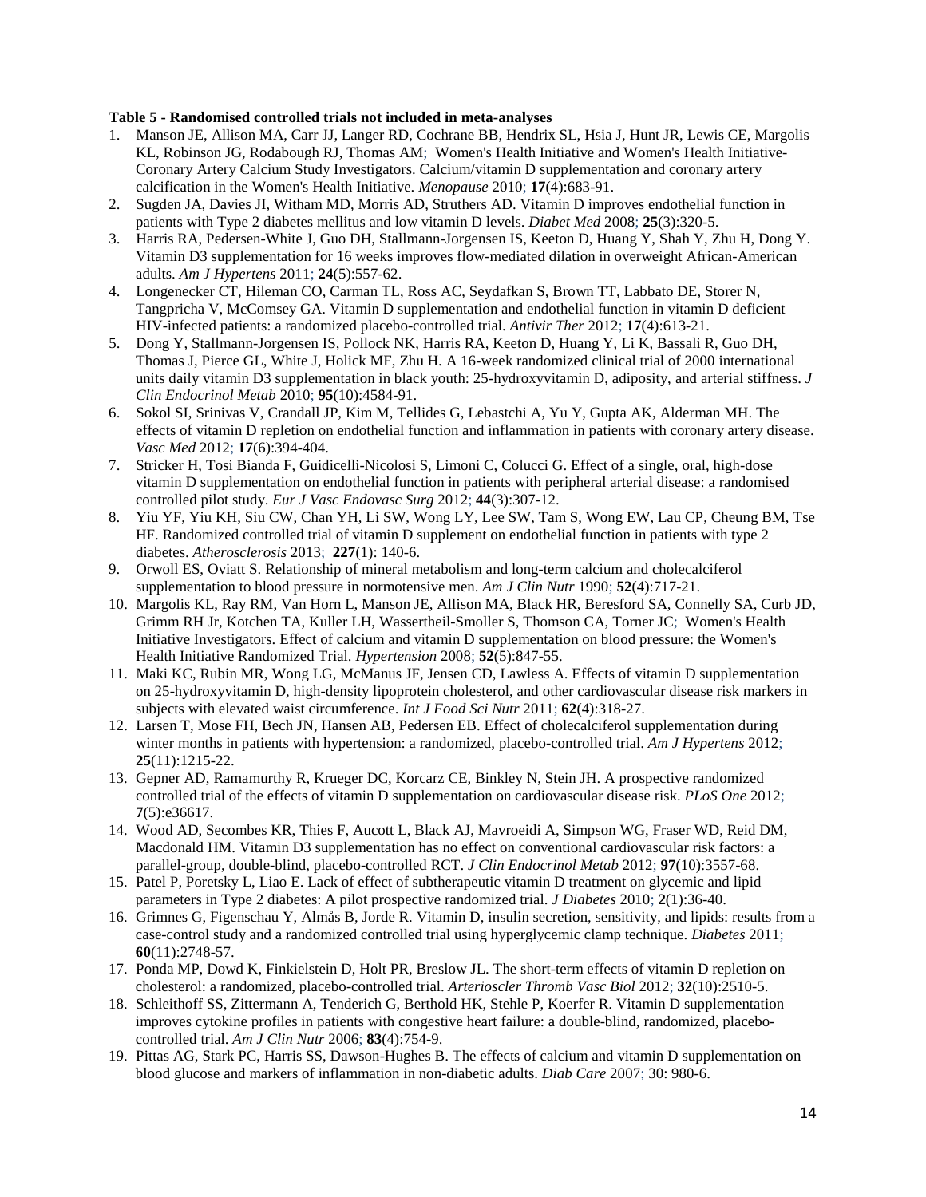**Table 5 - Randomised controlled trials not included in meta-analyses**

1. Manson JE, Allison MA, Carr JJ, Langer RD, Cochrane BB, Hendrix SL, Hsia J, Hunt JR, Lewis CE, Margolis KL, Robinson JG, Rodabough RJ, Thomas AM; Women's Health Initiative and Women's Health Initiative-Coronary Artery Calcium Study Investigators. Calcium/vitamin D supplementation and coronary artery calcification in the Women's Health Initiative. *Menopause* 2010; **17**(4):683-91.
2. Sugden JA, Davies JI, Witham MD, Morris AD, Struthers AD. Vitamin D improves endothelial function in patients with Type 2 diabetes mellitus and low vitamin D levels. *Diabet Med* 2008; **25**(3):320-5.
3. Harris RA, Pedersen-White J, Guo DH, Stallmann-Jorgensen IS, Keeton D, Huang Y, Shah Y, Zhu H, Dong Y. Vitamin D3 supplementation for 16 weeks improves flow-mediated dilation in overweight African-American adults. *Am J Hypertens* 2011; **24**(5):557-62.
4. Longenecker CT, Hileman CO, Carman TL, Ross AC, Seydafkan S, Brown TT, Labbato DE, Storer N, Tangpricha V, McComsey GA. Vitamin D supplementation and endothelial function in vitamin D deficient HIV-infected patients: a randomized placebo-controlled trial. *Antivir Ther* 2012; **17**(4):613-21.
5. Dong Y, Stallmann-Jorgensen IS, Pollock NK, Harris RA, Keeton D, Huang Y, Li K, Bassali R, Guo DH, Thomas J, Pierce GL, White J, Holick MF, Zhu H. A 16-week randomized clinical trial of 2000 international units daily vitamin D3 supplementation in black youth: 25-hydroxyvitamin D, adiposity, and arterial stiffness. *J Clin Endocrinol Metab* 2010; **95**(10):4584-91.
6. Sokol SI, Srinivas V, Crandall JP, Kim M, Tellides G, Lebastchi A, Yu Y, Gupta AK, Alderman MH. The effects of vitamin D repletion on endothelial function and inflammation in patients with coronary artery disease. *Vasc Med* 2012; **17**(6):394-404.
7. Stricker H, Tosi Bianda F, Guidicelli-Nicolosi S, Limoni C, Colucci G. Effect of a single, oral, high-dose vitamin D supplementation on endothelial function in patients with peripheral arterial disease: a randomised controlled pilot study. *Eur J Vasc Endovasc Surg* 2012; **44**(3):307-12.
8. Yiu YF, Yiu KH, Siu CW, Chan YH, Li SW, Wong LY, Lee SW, Tam S, Wong EW, Lau CP, Cheung BM, Tse HF. Randomized controlled trial of vitamin D supplement on endothelial function in patients with type 2 diabetes. *Atherosclerosis* 2013; **227**(1): 140-6.
9. Orwoll ES, Oviatt S. Relationship of mineral metabolism and long-term calcium and cholecalciferol supplementation to blood pressure in normotensive men. *Am J Clin Nutr* 1990; **52**(4):717-21.
10. Margolis KL, Ray RM, Van Horn L, Manson JE, Allison MA, Black HR, Beresford SA, Connelly SA, Curb JD, Grimm RH Jr, Kotchen TA, Kuller LH, Wassertheil-Smoller S, Thomson CA, Torner JC; Women's Health Initiative Investigators. Effect of calcium and vitamin D supplementation on blood pressure: the Women's Health Initiative Randomized Trial. *Hypertension* 2008; **52**(5):847-55.
11. Maki KC, Rubin MR, Wong LG, McManus JF, Jensen CD, Lawless A. Effects of vitamin D supplementation on 25-hydroxyvitamin D, high-density lipoprotein cholesterol, and other cardiovascular disease risk markers in subjects with elevated waist circumference. *Int J Food Sci Nutr* 2011; **62**(4):318-27.
12. Larsen T, Mose FH, Bech JN, Hansen AB, Pedersen EB. Effect of cholecalciferol supplementation during winter months in patients with hypertension: a randomized, placebo-controlled trial. *Am J Hypertens* 2012; **25**(11):1215-22.
13. Gepner AD, Ramamurthy R, Krueger DC, Korcarz CE, Binkley N, Stein JH. A prospective randomized controlled trial of the effects of vitamin D supplementation on cardiovascular disease risk. *PLoS One* 2012; **7**(5):e36617.
14. Wood AD, Secombes KR, Thies F, Aucott L, Black AJ, Mavroeidi A, Simpson WG, Fraser WD, Reid DM, Macdonald HM. Vitamin D3 supplementation has no effect on conventional cardiovascular risk factors: a parallel-group, double-blind, placebo-controlled RCT. *J Clin Endocrinol Metab* 2012; **97**(10):3557-68.
15. Patel P, Poretsky L, Liao E. Lack of effect of subtherapeutic vitamin D treatment on glycemic and lipid parameters in Type 2 diabetes: A pilot prospective randomized trial. *J Diabetes* 2010; **2**(1):36-40.
16. Grimnes G, Figenschau Y, Almås B, Jorde R. Vitamin D, insulin secretion, sensitivity, and lipids: results from a case-control study and a randomized controlled trial using hyperglycemic clamp technique. *Diabetes* 2011; **60**(11):2748-57.
17. Ponda MP, Dowd K, Finkielstein D, Holt PR, Breslow JL. The short-term effects of vitamin D repletion on cholesterol: a randomized, placebo-controlled trial. *Arterioscler Thromb Vasc Biol* 2012; **32**(10):2510-5.
18. Schleithoff SS, Zittermann A, Tenderich G, Berthold HK, Stehle P, Koerfer R. Vitamin D supplementation improves cytokine profiles in patients with congestive heart failure: a double-blind, randomized, placebo-controlled trial. *Am J Clin Nutr* 2006; **83**(4):754-9.
19. Pittas AG, Stark PC, Harris SS, Dawson-Hughes B. The effects of calcium and vitamin D supplementation on blood glucose and markers of inflammation in non-diabetic adults. *Diab Care* 2007; 30: 980-6.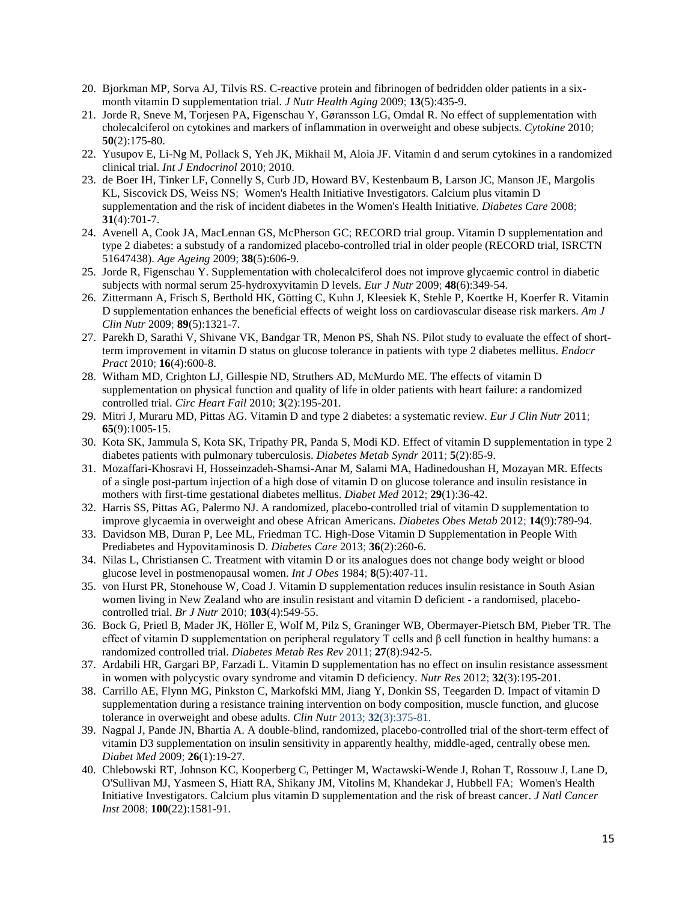20. Bjorkman MP, Sorva AJ, Tilvis RS. C-reactive protein and fibrinogen of bedridden older patients in a six-month vitamin D supplementation trial. *J Nutr Health Aging* 2009; **13**(5):435-9.
21. Jorde R, Sneve M, Torjesen PA, Figenschau Y, Gøransson LG, Omdal R. No effect of supplementation with cholecalciferol on cytokines and markers of inflammation in overweight and obese subjects. *Cytokine* 2010; **50**(2):175-80.
22. Yusupov E, Li-Ng M, Pollack S, Yeh JK, Mikhail M, Aloia JF. Vitamin d and serum cytokines in a randomized clinical trial. *Int J Endocrinol* 2010; 2010.
23. de Boer IH, Tinker LF, Connelly S, Curb JD, Howard BV, Kestenbaum B, Larson JC, Manson JE, Margolis KL, Siscovick DS, Weiss NS; Women's Health Initiative Investigators. Calcium plus vitamin D supplementation and the risk of incident diabetes in the Women's Health Initiative. *Diabetes Care* 2008; **31**(4):701-7.
24. Avenell A, Cook JA, MacLennan GS, McPherson GC; RECORD trial group. Vitamin D supplementation and type 2 diabetes: a substudy of a randomized placebo-controlled trial in older people (RECORD trial, ISRCTN 51647438). *Age Ageing* 2009; **38**(5):606-9.
25. Jorde R, Figenschau Y. Supplementation with cholecalciferol does not improve glycaemic control in diabetic subjects with normal serum 25-hydroxyvitamin D levels. *Eur J Nutr* 2009; **48**(6):349-54.
26. Zittermann A, Frisch S, Berthold HK, Götting C, Kuhn J, Kleesiek K, Stehle P, Koertke H, Koerfer R. Vitamin D supplementation enhances the beneficial effects of weight loss on cardiovascular disease risk markers. *Am J Clin Nutr* 2009; **89**(5):1321-7.
27. Parekh D, Sarathi V, Shivane VK, Bandgar TR, Menon PS, Shah NS. Pilot study to evaluate the effect of short-term improvement in vitamin D status on glucose tolerance in patients with type 2 diabetes mellitus. *Endocr Pract* 2010; **16**(4):600-8.
28. Witham MD, Crighton LJ, Gillespie ND, Struthers AD, McMurdo ME. The effects of vitamin D supplementation on physical function and quality of life in older patients with heart failure: a randomized controlled trial. *Circ Heart Fail* 2010; **3**(2):195-201.
29. Mitri J, Muraru MD, Pittas AG. Vitamin D and type 2 diabetes: a systematic review. *Eur J Clin Nutr* 2011; **65**(9):1005-15.
30. Kota SK, Jammula S, Kota SK, Tripathy PR, Panda S, Modi KD. Effect of vitamin D supplementation in type 2 diabetes patients with pulmonary tuberculosis. *Diabetes Metab Syndr* 2011; **5**(2):85-9.
31. Mozaffari-Khosravi H, Hosseinzadeh-Shamsi-Anar M, Salami MA, Hadinedoushan H, Mozayan MR. Effects of a single post-partum injection of a high dose of vitamin D on glucose tolerance and insulin resistance in mothers with first-time gestational diabetes mellitus. *Diabet Med* 2012; **29**(1):36-42.
32. Harris SS, Pittas AG, Palermo NJ. A randomized, placebo-controlled trial of vitamin D supplementation to improve glycaemia in overweight and obese African Americans. *Diabetes Obes Metab* 2012; **14**(9):789-94.
33. Davidson MB, Duran P, Lee ML, Friedman TC. High-Dose Vitamin D Supplementation in People With Prediabetes and Hypovitaminosis D. *Diabetes Care* 2013; **36**(2):260-6.
34. Nilas L, Christiansen C. Treatment with vitamin D or its analogues does not change body weight or blood glucose level in postmenopausal women. *Int J Obes* 1984; **8**(5):407-11.
35. von Hurst PR, Stonehouse W, Coad J. Vitamin D supplementation reduces insulin resistance in South Asian women living in New Zealand who are insulin resistant and vitamin D deficient - a randomised, placebo-controlled trial. *Br J Nutr* 2010; **103**(4):549-55.
36. Bock G, Prietl B, Mader JK, Höller E, Wolf M, Pilz S, Graninger WB, Obermayer-Pietsch BM, Pieber TR. The effect of vitamin D supplementation on peripheral regulatory T cells and β cell function in healthy humans: a randomized controlled trial. *Diabetes Metab Res Rev* 2011; **27**(8):942-5.
37. Ardabili HR, Gargari BP, Farzadi L. Vitamin D supplementation has no effect on insulin resistance assessment in women with polycystic ovary syndrome and vitamin D deficiency. *Nutr Res* 2012; **32**(3):195-201.
38. Carrillo AE, Flynn MG, Pinkston C, Markofski MM, Jiang Y, Donkin SS, Teegarden D. Impact of vitamin D supplementation during a resistance training intervention on body composition, muscle function, and glucose tolerance in overweight and obese adults. *Clin Nutr* 2013; **32**(3):375-81.
39. Nagpal J, Pande JN, Bhartia A. A double-blind, randomized, placebo-controlled trial of the short-term effect of vitamin D3 supplementation on insulin sensitivity in apparently healthy, middle-aged, centrally obese men. *Diabet Med* 2009; **26**(1):19-27.
40. Chlebowski RT, Johnson KC, Kooperberg C, Pettinger M, Wactawski-Wende J, Rohan T, Rossouw J, Lane D, O'Sullivan MJ, Yasmeen S, Hiatt RA, Shikany JM, Vitolins M, Khandekar J, Hubbell FA; Women's Health Initiative Investigators. Calcium plus vitamin D supplementation and the risk of breast cancer. *J Natl Cancer Inst* 2008; **100**(22):1581-91.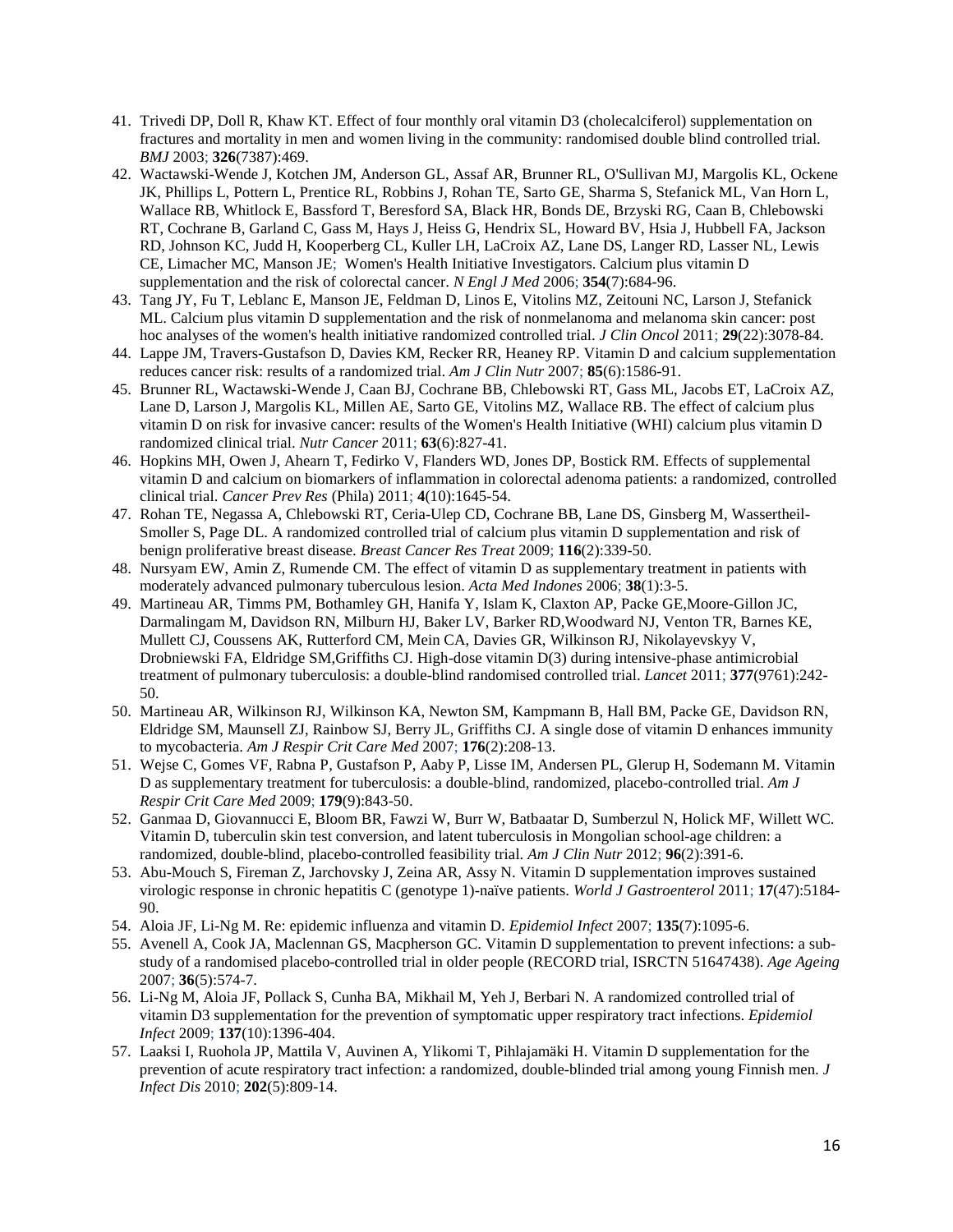41. Trivedi DP, Doll R, Khaw KT. Effect of four monthly oral vitamin D3 (cholecalciferol) supplementation on fractures and mortality in men and women living in the community: randomised double blind controlled trial. *BMJ* 2003; **326**(7387):469.
42. Wactawski-Wende J, Kotchen JM, Anderson GL, Assaf AR, Brunner RL, O'Sullivan MJ, Margolis KL, Ockene JK, Phillips L, Pottern L, Prentice RL, Robbins J, Rohan TE, Sarto GE, Sharma S, Stefanick ML, Van Horn L, Wallace RB, Whitlock E, Bassford T, Beresford SA, Black HR, Bonds DE, Brzyski RG, Caan B, Chlebowski RT, Cochrane B, Garland C, Gass M, Hays J, Heiss G, Hendrix SL, Howard BV, Hsia J, Hubbell FA, Jackson RD, Johnson KC, Judd H, Kooperberg CL, Kuller LH, LaCroix AZ, Lane DS, Langer RD, Lasser NL, Lewis CE, Limacher MC, Manson JE; Women's Health Initiative Investigators. Calcium plus vitamin D supplementation and the risk of colorectal cancer. *N Engl J Med* 2006; **354**(7):684-96.
43. Tang JY, Fu T, Leblanc E, Manson JE, Feldman D, Linos E, Vitolins MZ, Zeitouni NC, Larson J, Stefanick ML. Calcium plus vitamin D supplementation and the risk of nonmelanoma and melanoma skin cancer: post hoc analyses of the women's health initiative randomized controlled trial. *J Clin Oncol* 2011; **29**(22):3078-84.
44. Lappe JM, Travers-Gustafson D, Davies KM, Recker RR, Heaney RP. Vitamin D and calcium supplementation reduces cancer risk: results of a randomized trial. *Am J Clin Nutr* 2007; **85**(6):1586-91.
45. Brunner RL, Wactawski-Wende J, Caan BJ, Cochrane BB, Chlebowski RT, Gass ML, Jacobs ET, LaCroix AZ, Lane D, Larson J, Margolis KL, Millen AE, Sarto GE, Vitolins MZ, Wallace RB. The effect of calcium plus vitamin D on risk for invasive cancer: results of the Women's Health Initiative (WHI) calcium plus vitamin D randomized clinical trial. *Nutr Cancer* 2011; **63**(6):827-41.
46. Hopkins MH, Owen J, Ahearn T, Fedirko V, Flanders WD, Jones DP, Bostick RM. Effects of supplemental vitamin D and calcium on biomarkers of inflammation in colorectal adenoma patients: a randomized, controlled clinical trial. *Cancer Prev Res* (Phila) 2011; **4**(10):1645-54.
47. Rohan TE, Negassa A, Chlebowski RT, Ceria-Ulep CD, Cochrane BB, Lane DS, Ginsberg M, Wassertheil-Smoller S, Page DL. A randomized controlled trial of calcium plus vitamin D supplementation and risk of benign proliferative breast disease. *Breast Cancer Res Treat* 2009; **116**(2):339-50.
48. Nursyam EW, Amin Z, Rumende CM. The effect of vitamin D as supplementary treatment in patients with moderately advanced pulmonary tuberculous lesion. *Acta Med Indones* 2006; **38**(1):3-5.
49. Martineau AR, Timms PM, Bothamley GH, Hanifa Y, Islam K, Claxton AP, Packe GE,Moore-Gillon JC, Darmalingam M, Davidson RN, Milburn HJ, Baker LV, Barker RD,Woodward NJ, Venton TR, Barnes KE, Mullett CJ, Coussens AK, Rutterford CM, Mein CA, Davies GR, Wilkinson RJ, Nikolayevskyy V, Drobniewski FA, Eldridge SM,Griffiths CJ. High-dose vitamin D(3) during intensive-phase antimicrobial treatment of pulmonary tuberculosis: a double-blind randomised controlled trial. *Lancet* 2011; **377**(9761):242-50.
50. Martineau AR, Wilkinson RJ, Wilkinson KA, Newton SM, Kampmann B, Hall BM, Packe GE, Davidson RN, Eldridge SM, Maunsell ZJ, Rainbow SJ, Berry JL, Griffiths CJ. A single dose of vitamin D enhances immunity to mycobacteria. *Am J Respir Crit Care Med* 2007; **176**(2):208-13.
51. Wejse C, Gomes VF, Rabna P, Gustafson P, Aaby P, Lisse IM, Andersen PL, Glerup H, Sodemann M. Vitamin D as supplementary treatment for tuberculosis: a double-blind, randomized, placebo-controlled trial. *Am J Respir Crit Care Med* 2009; **179**(9):843-50.
52. Ganmaa D, Giovannucci E, Bloom BR, Fawzi W, Burr W, Batbaatar D, Sumberzul N, Holick MF, Willett WC. Vitamin D, tuberculin skin test conversion, and latent tuberculosis in Mongolian school-age children: a randomized, double-blind, placebo-controlled feasibility trial. *Am J Clin Nutr* 2012; **96**(2):391-6.
53. Abu-Mouch S, Fireman Z, Jarchovsky J, Zeina AR, Assy N. Vitamin D supplementation improves sustained virologic response in chronic hepatitis C (genotype 1)-naïve patients. *World J Gastroenterol* 2011; **17**(47):5184-90.
54. Aloia JF, Li-Ng M. Re: epidemic influenza and vitamin D. *Epidemiol Infect* 2007; **135**(7):1095-6.
55. Avenell A, Cook JA, Maclennan GS, Macpherson GC. Vitamin D supplementation to prevent infections: a sub-study of a randomised placebo-controlled trial in older people (RECORD trial, ISRCTN 51647438). *Age Ageing* 2007; **36**(5):574-7.
56. Li-Ng M, Aloia JF, Pollack S, Cunha BA, Mikhail M, Yeh J, Berbari N. A randomized controlled trial of vitamin D3 supplementation for the prevention of symptomatic upper respiratory tract infections. *Epidemiol Infect* 2009; **137**(10):1396-404.
57. Laaksi I, Ruohola JP, Mattila V, Auvinen A, Ylikomi T, Pihlajamäki H. Vitamin D supplementation for the prevention of acute respiratory tract infection: a randomized, double-blinded trial among young Finnish men. *J Infect Dis* 2010; **202**(5):809-14.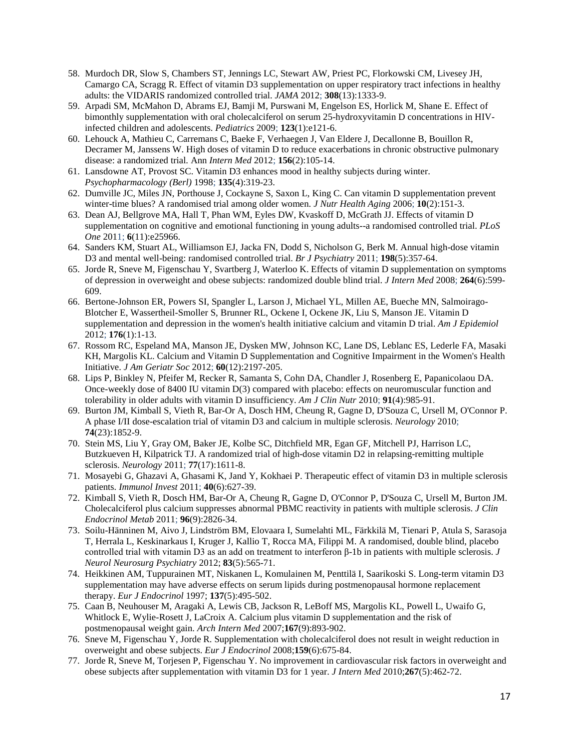58. Murdoch DR, Slow S, Chambers ST, Jennings LC, Stewart AW, Priest PC, Florkowski CM, Livesey JH, Camargo CA, Scragg R. Effect of vitamin D3 supplementation on upper respiratory tract infections in healthy adults: the VIDARIS randomized controlled trial. *JAMA* 2012; **308**(13):1333-9.
59. Arpadi SM, McMahon D, Abrams EJ, Bamji M, Purswani M, Engelson ES, Horlick M, Shane E. Effect of bimonthly supplementation with oral cholecalciferol on serum 25-hydroxyvitamin D concentrations in HIV-infected children and adolescents. *Pediatrics* 2009; **123**(1):e121-6.
60. Lehouck A, Mathieu C, Carremans C, Baeke F, Verhaegen J, Van Eldere J, Decallonne B, Bouillon R, Decramer M, Janssens W. High doses of vitamin D to reduce exacerbations in chronic obstructive pulmonary disease: a randomized trial. Ann *Intern Med* 2012; **156**(2):105-14.
61. Lansdowne AT, Provost SC. Vitamin D3 enhances mood in healthy subjects during winter. *Psychopharmacology (Berl)* 1998; **135**(4):319-23.
62. Dumville JC, Miles JN, Porthouse J, Cockayne S, Saxon L, King C. Can vitamin D supplementation prevent winter-time blues? A randomised trial among older women. *J Nutr Health Aging* 2006; **10**(2):151-3.
63. Dean AJ, Bellgrove MA, Hall T, Phan WM, Eyles DW, Kvaskoff D, McGrath JJ. Effects of vitamin D supplementation on cognitive and emotional functioning in young adults--a randomised controlled trial. *PLoS One* 2011; **6**(11):e25966.
64. Sanders KM, Stuart AL, Williamson EJ, Jacka FN, Dodd S, Nicholson G, Berk M. Annual high-dose vitamin D3 and mental well-being: randomised controlled trial. *Br J Psychiatry* 2011; **198**(5):357-64.
65. Jorde R, Sneve M, Figenschau Y, Svartberg J, Waterloo K. Effects of vitamin D supplementation on symptoms of depression in overweight and obese subjects: randomized double blind trial. *J Intern Med* 2008; **264**(6):599-609.
66. Bertone-Johnson ER, Powers SI, Spangler L, Larson J, Michael YL, Millen AE, Bueche MN, Salmoirago-Blotcher E, Wassertheil-Smoller S, Brunner RL, Ockene I, Ockene JK, Liu S, Manson JE. Vitamin D supplementation and depression in the women's health initiative calcium and vitamin D trial. *Am J Epidemiol* 2012; **176**(1):1-13.
67. Rossom RC, Espeland MA, Manson JE, Dysken MW, Johnson KC, Lane DS, Leblanc ES, Lederle FA, Masaki KH, Margolis KL. Calcium and Vitamin D Supplementation and Cognitive Impairment in the Women's Health Initiative. *J Am Geriatr Soc* 2012; **60**(12):2197-205.
68. Lips P, Binkley N, Pfeifer M, Recker R, Samanta S, Cohn DA, Chandler J, Rosenberg E, Papanicolaou DA. Once-weekly dose of 8400 IU vitamin D(3) compared with placebo: effects on neuromuscular function and tolerability in older adults with vitamin D insufficiency. *Am J Clin Nutr* 2010; **91**(4):985-91.
69. Burton JM, Kimball S, Vieth R, Bar-Or A, Dosch HM, Cheung R, Gagne D, D'Souza C, Ursell M, O'Connor P. A phase I/II dose-escalation trial of vitamin D3 and calcium in multiple sclerosis. *Neurology* 2010; **74**(23):1852-9.
70. Stein MS, Liu Y, Gray OM, Baker JE, Kolbe SC, Ditchfield MR, Egan GF, Mitchell PJ, Harrison LC, Butzkueven H, Kilpatrick TJ. A randomized trial of high-dose vitamin D2 in relapsing-remitting multiple sclerosis. *Neurology* 2011; **77**(17):1611-8.
71. Mosayebi G, Ghazavi A, Ghasami K, Jand Y, Kokhaei P. Therapeutic effect of vitamin D3 in multiple sclerosis patients. *Immunol Invest* 2011; **40**(6):627-39.
72. Kimball S, Vieth R, Dosch HM, Bar-Or A, Cheung R, Gagne D, O'Connor P, D'Souza C, Ursell M, Burton JM. Cholecalciferol plus calcium suppresses abnormal PBMC reactivity in patients with multiple sclerosis. *J Clin Endocrinol Metab* 2011; **96**(9):2826-34.
73. Soilu-Hänninen M, Aivo J, Lindström BM, Elovaara I, Sumelahti ML, Färkkilä M, Tienari P, Atula S, Sarasoja T, Herrala L, Keskinarkaus I, Kruger J, Kallio T, Rocca MA, Filippi M. A randomised, double blind, placebo controlled trial with vitamin D3 as an add on treatment to interferon β-1b in patients with multiple sclerosis. *J Neurol Neurosurg Psychiatry* 2012; **83**(5):565-71.
74. Heikkinen AM, Tuppurainen MT, Niskanen L, Komulainen M, Penttilä I, Saarikoski S. Long-term vitamin D3 supplementation may have adverse effects on serum lipids during postmenopausal hormone replacement therapy. *Eur J Endocrinol* 1997; **137**(5):495-502.
75. Caan B, Neuhouser M, Aragaki A, Lewis CB, Jackson R, LeBoff MS, Margolis KL, Powell L, Uwaifo G, Whitlock E, Wylie-Rosett J, LaCroix A. Calcium plus vitamin D supplementation and the risk of postmenopausal weight gain. *Arch Intern Med* 2007;**167**(9):893-902.
76. Sneve M, Figenschau Y, Jorde R. Supplementation with cholecalciferol does not result in weight reduction in overweight and obese subjects. *Eur J Endocrinol* 2008;**159**(6):675-84.
77. Jorde R, Sneve M, Torjesen P, Figenschau Y. No improvement in cardiovascular risk factors in overweight and obese subjects after supplementation with vitamin D3 for 1 year. *J Intern Med* 2010;**267**(5):462-72.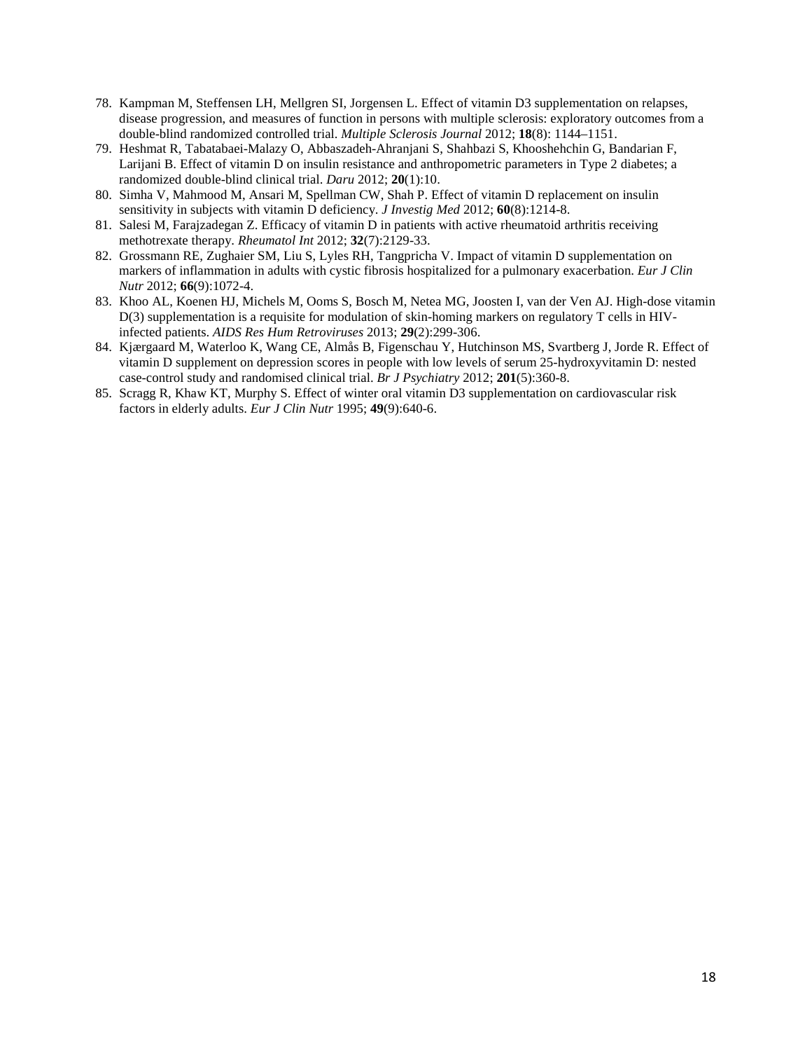78. Kampman M, Steffensen LH, Mellgren SI, Jorgensen L. Effect of vitamin D3 supplementation on relapses, disease progression, and measures of function in persons with multiple sclerosis: exploratory outcomes from a double-blind randomized controlled trial. *Multiple Sclerosis Journal* 2012; **18**(8): 1144–1151.
79. Heshmat R, Tabatabaei-Malazy O, Abbaszadeh-Ahranjani S, Shahbazi S, Khooshehchin G, Bandarian F, Larijani B. Effect of vitamin D on insulin resistance and anthropometric parameters in Type 2 diabetes; a randomized double-blind clinical trial. *Daru* 2012; **20**(1):10.
80. Simha V, Mahmood M, Ansari M, Spellman CW, Shah P. Effect of vitamin D replacement on insulin sensitivity in subjects with vitamin D deficiency. *J Investig Med* 2012; **60**(8):1214-8.
81. Salesi M, Farajzadegan Z. Efficacy of vitamin D in patients with active rheumatoid arthritis receiving methotrexate therapy. *Rheumatol Int* 2012; **32**(7):2129-33.
82. Grossmann RE, Zughaier SM, Liu S, Lyles RH, Tangpricha V. Impact of vitamin D supplementation on markers of inflammation in adults with cystic fibrosis hospitalized for a pulmonary exacerbation. *Eur J Clin Nutr* 2012; **66**(9):1072-4.
83. Khoo AL, Koenen HJ, Michels M, Ooms S, Bosch M, Netea MG, Joosten I, van der Ven AJ. High-dose vitamin D(3) supplementation is a requisite for modulation of skin-homing markers on regulatory T cells in HIV-infected patients. *AIDS Res Hum Retroviruses* 2013; **29**(2):299-306.
84. Kjærgaard M, Waterloo K, Wang CE, Almås B, Figenschau Y, Hutchinson MS, Svartberg J, Jorde R. Effect of vitamin D supplement on depression scores in people with low levels of serum 25-hydroxyvitamin D: nested case-control study and randomised clinical trial. *Br J Psychiatry* 2012; **201**(5):360-8.
85. Scragg R, Khaw KT, Murphy S. Effect of winter oral vitamin D3 supplementation on cardiovascular risk factors in elderly adults. *Eur J Clin Nutr* 1995; **49**(9):640-6.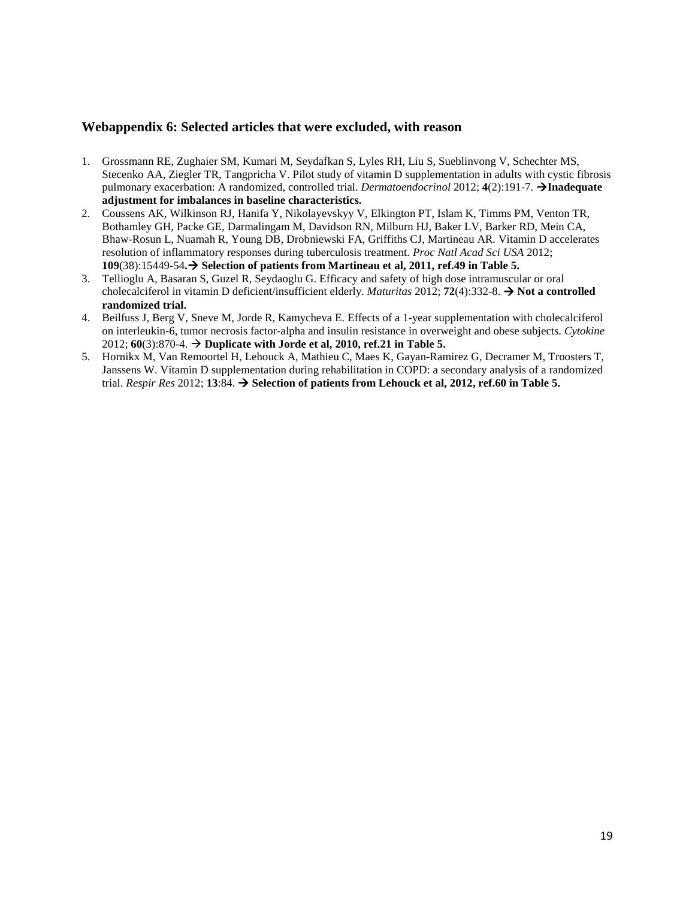## Webappendix 6: Selected articles that were excluded, with reason

1. Grossmann RE, Zughaier SM, Kumari M, Seydafkan S, Lyles RH, Liu S, Sueblinvong V, Schechter MS, Stecenko AA, Ziegler TR, Tangpricha V. Pilot study of vitamin D supplementation in adults with cystic fibrosis pulmonary exacerbation: A randomized, controlled trial. *Dermatoendocrinol* 2012; **4**(2):191-7. →**Inadequate adjustment for imbalances in baseline characteristics.**
2. Coussens AK, Wilkinson RJ, Hanifa Y, Nikolayevskyy V, Elkington PT, Islam K, Timms PM, Venton TR, Bothamley GH, Packe GE, Darmalingam M, Davidson RN, Milburn HJ, Baker LV, Barker RD, Mein CA, Bhaw-Rosun L, Nuamah R, Young DB, Drobniewski FA, Griffiths CJ, Martineau AR. Vitamin D accelerates resolution of inflammatory responses during tuberculosis treatment. *Proc Natl Acad Sci USA* 2012; **109**(38):15449-54.→ **Selection of patients from Martineau et al, 2011, ref.49 in Table 5.**
3. Tellioglu A, Basaran S, Guzel R, Seydaoglu G. Efficacy and safety of high dose intramuscular or oral cholecalciferol in vitamin D deficient/insufficient elderly. *Maturitas* 2012; **72**(4):332-8. → **Not a controlled randomized trial.**
4. Beilfuss J, Berg V, Sneve M, Jorde R, Kamycheva E. Effects of a 1-year supplementation with cholecalciferol on interleukin-6, tumor necrosis factor-alpha and insulin resistance in overweight and obese subjects. *Cytokine* 2012; **60**(3):870-4. → **Duplicate with Jorde et al, 2010, ref.21 in Table 5.**
5. Hornikx M, Van Remoortel H, Lehouck A, Mathieu C, Maes K, Gayan-Ramirez G, Decramer M, Troosters T, Janssens W. Vitamin D supplementation during rehabilitation in COPD: a secondary analysis of a randomized trial. *Respir Res* 2012; **13**:84. → **Selection of patients from Lehouck et al, 2012, ref.60 in Table 5.**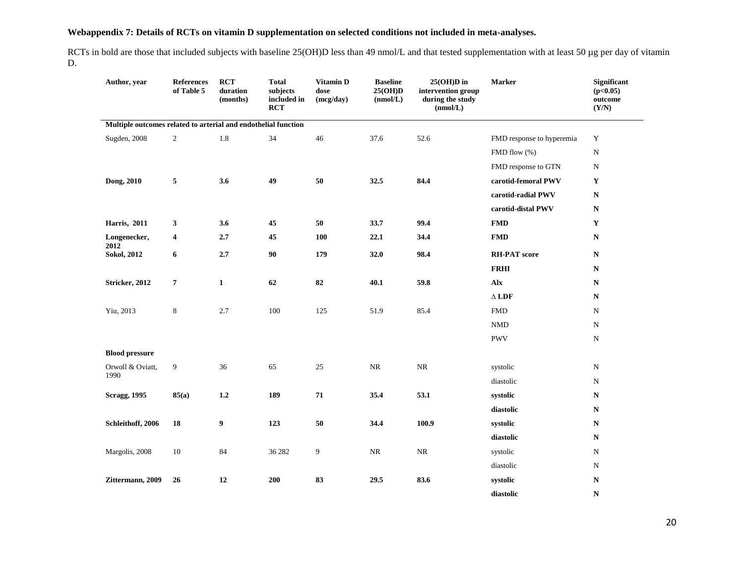**Webappendix 7: Details of RCTs on vitamin D supplementation on selected conditions not included in meta-analyses.**

RCTs in bold are those that included subjects with baseline 25(OH)D less than 49 nmol/L and that tested supplementation with at least 50 µg per day of vitamin D.

| Author, year | References of Table 5 | RCT duration (months) | Total subjects included in RCT | Vitamin D dose (mcg/day) | Baseline 25(OH)D (nmol/L) | 25(OH)D in intervention group during the study (nmol/L) | Marker | Significant (p<0.05) outcome (Y/N) |
|---|---|---|---|---|---|---|---|---|
| **Multiple outcomes related to arterial and endothelial function** | | | | | | | | |
| Sugden, 2008 | 2 | 1.8 | 34 | 46 | 37.6 | 52.6 | FMD response to hyperemia | Y |
| | | | | | | | FMD flow (%) | N |
| | | | | | | | FMD response to GTN | N |
| **Dong, 2010** | **5** | **3.6** | **49** | **50** | **32.5** | **84.4** | **carotid-femoral PWV** | **Y** |
| | | | | | | | **carotid-radial PWV** | **N** |
| | | | | | | | **carotid-distal PWV** | **N** |
| **Harris, 2011** | **3** | **3.6** | **45** | **50** | **33.7** | **99.4** | **FMD** | **Y** |
| **Longenecker, 2012** | **4** | **2.7** | **45** | **100** | **22.1** | **34.4** | **FMD** | **N** |
| **Sokol, 2012** | **6** | **2.7** | **90** | **179** | **32.0** | **98.4** | **RH-PAT score** | **N** |
| | | | | | | | **FRHI** | **N** |
| **Stricker, 2012** | **7** | **1** | **62** | **82** | **40.1** | **59.8** | **Alx** | **N** |
| | | | | | | | **∆ LDF** | **N** |
| Yiu, 2013 | 8 | 2.7 | 100 | 125 | 51.9 | 85.4 | FMD | N |
| | | | | | | | NMD | N |
| | | | | | | | PWV | N |
| **Blood pressure** | | | | | | | | |
| Orwoll & Oviatt, 1990 | 9 | 36 | 65 | 25 | NR | NR | systolic | N |
| | | | | | | | diastolic | N |
| **Scragg, 1995** | **85(a)** | **1.2** | **189** | **71** | **35.4** | **53.1** | **systolic** | **N** |
| | | | | | | | **diastolic** | **N** |
| **Schleithoff, 2006** | **18** | **9** | **123** | **50** | **34.4** | **100.9** | **systolic** | **N** |
| | | | | | | | **diastolic** | **N** |
| Margolis, 2008 | 10 | 84 | 36 282 | 9 | NR | NR | systolic | N |
| | | | | | | | diastolic | N |
| **Zittermann, 2009** | **26** | **12** | **200** | **83** | **29.5** | **83.6** | **systolic** | **N** |
| | | | | | | | **diastolic** | **N** |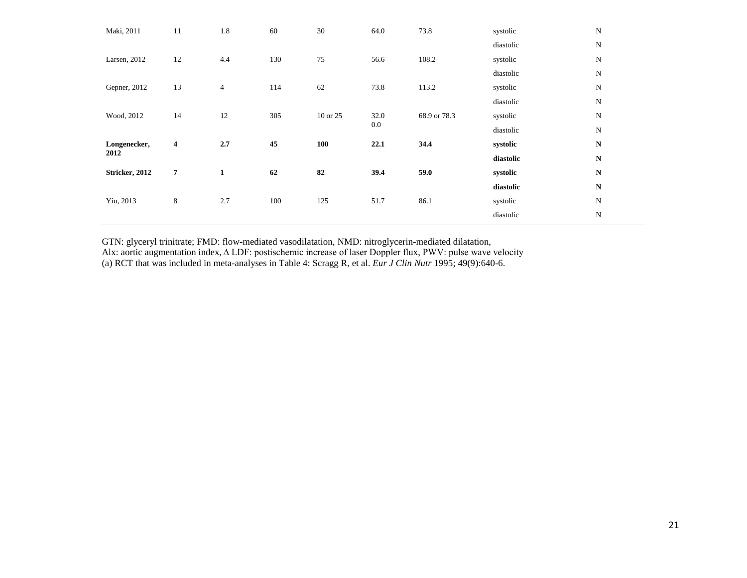| | | | | | | | | |
|---|---|---|---|---|---|---|---|---|
| Maki, 2011 | 11 | 1.8 | 60 | 30 | 64.0 | 73.8 | systolic | N |
| | | | | | | | diastolic | N |
| Larsen, 2012 | 12 | 4.4 | 130 | 75 | 56.6 | 108.2 | systolic | N |
| | | | | | | | diastolic | N |
| Gepner, 2012 | 13 | 4 | 114 | 62 | 73.8 | 113.2 | systolic | N |
| | | | | | | | diastolic | N |
| Wood, 2012 | 14 | 12 | 305 | 10 or 25 | 32.0 0.0 | 68.9 or 78.3 | systolic | N |
| | | | | | | | diastolic | N |
| **Longenecker, 2012** | **4** | **2.7** | **45** | **100** | **22.1** | **34.4** | **systolic** | **N** |
| | | | | | | | **diastolic** | **N** |
| **Stricker, 2012** | **7** | **1** | **62** | **82** | **39.4** | **59.0** | **systolic** | **N** |
| | | | | | | | **diastolic** | **N** |
| Yiu, 2013 | 8 | 2.7 | 100 | 125 | 51.7 | 86.1 | systolic | N |
| | | | | | | | diastolic | N |

GTN: glyceryl trinitrate; FMD: flow-mediated vasodilatation, NMD: nitroglycerin-mediated dilatation,
AIx: aortic augmentation index, Δ LDF: postischemic increase of laser Doppler flux, PWV: pulse wave velocity
(a) RCT that was included in meta-analyses in Table 4: Scragg R, et al. *Eur J Clin Nutr* 1995; 49(9):640-6.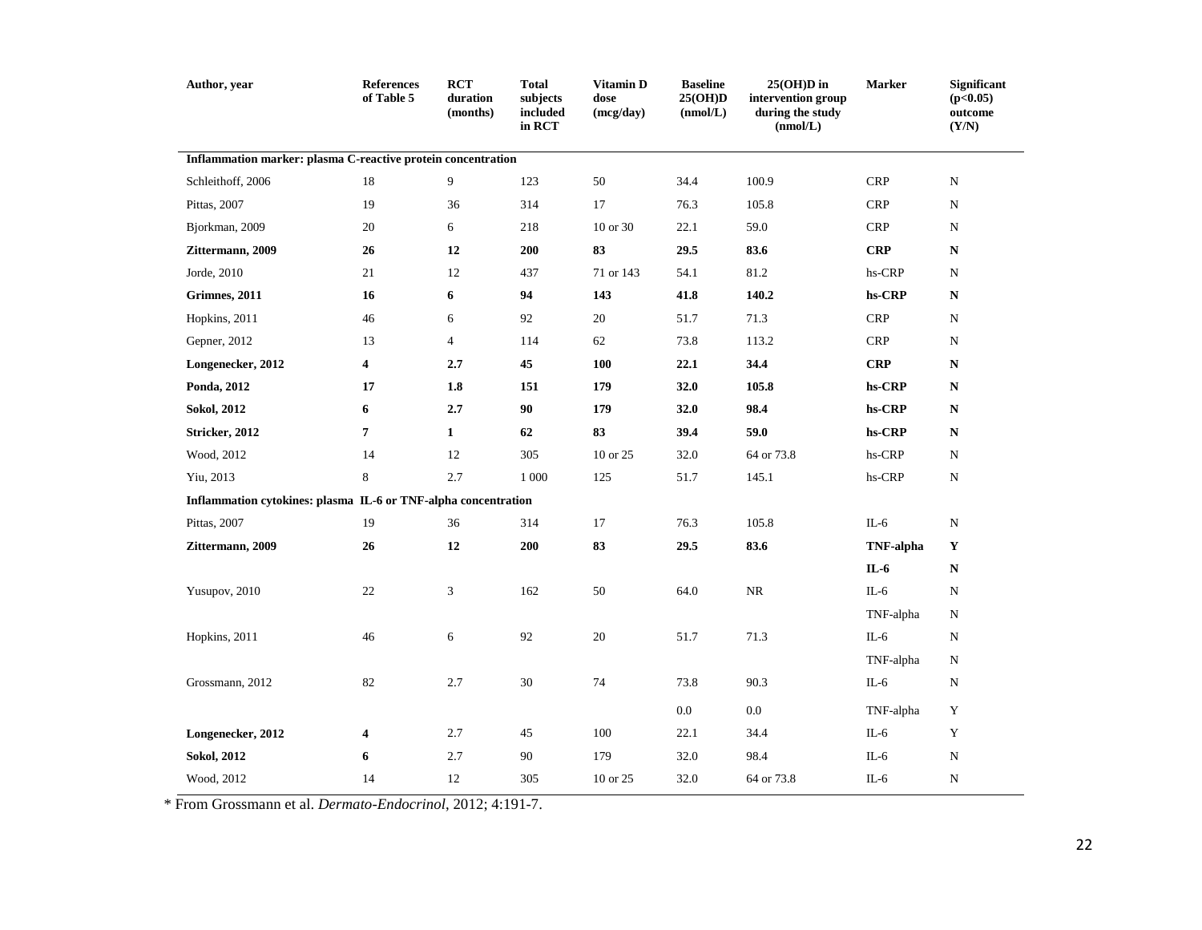| Author, year | References of Table 5 | RCT duration (months) | Total subjects included in RCT | Vitamin D dose (mcg/day) | Baseline 25(OH)D (nmol/L) | 25(OH)D in intervention group during the study (nmol/L) | Marker | Significant ($p<0.05$) outcome (Y/N) |
|---|---|---|---|---|---|---|---|---|
| **Inflammation marker: plasma C-reactive protein concentration** | | | | | | | | |
| Schleithoff, 2006 | 18 | 9 | 123 | 50 | 34.4 | 100.9 | CRP | N |
| Pittas, 2007 | 19 | 36 | 314 | 17 | 76.3 | 105.8 | CRP | N |
| Bjorkman, 2009 | 20 | 6 | 218 | 10 or 30 | 22.1 | 59.0 | CRP | N |
| **Zittermann, 2009** | **26** | **12** | **200** | **83** | **29.5** | **83.6** | **CRP** | **N** |
| Jorde, 2010 | 21 | 12 | 437 | 71 or 143 | 54.1 | 81.2 | hs-CRP | N |
| **Grimnes, 2011** | **16** | **6** | **94** | **143** | **41.8** | **140.2** | **hs-CRP** | **N** |
| Hopkins, 2011 | 46 | 6 | 92 | 20 | 51.7 | 71.3 | CRP | N |
| Gepner, 2012 | 13 | 4 | 114 | 62 | 73.8 | 113.2 | CRP | N |
| **Longenecker, 2012** | **4** | **2.7** | **45** | **100** | **22.1** | **34.4** | **CRP** | **N** |
| **Ponda, 2012** | **17** | **1.8** | **151** | **179** | **32.0** | **105.8** | **hs-CRP** | **N** |
| **Sokol, 2012** | **6** | **2.7** | **90** | **179** | **32.0** | **98.4** | **hs-CRP** | **N** |
| **Stricker, 2012** | **7** | **1** | **62** | **83** | **39.4** | **59.0** | **hs-CRP** | **N** |
| Wood, 2012 | 14 | 12 | 305 | 10 or 25 | 32.0 | 64 or 73.8 | hs-CRP | N |
| Yiu, 2013 | 8 | 2.7 | 1 000 | 125 | 51.7 | 145.1 | hs-CRP | N |
| **Inflammation cytokines: plasma IL-6 or TNF-alpha concentration** | | | | | | | | |
| Pittas, 2007 | 19 | 36 | 314 | 17 | 76.3 | 105.8 | IL-6 | N |
| **Zittermann, 2009** | **26** | **12** | **200** | **83** | **29.5** | **83.6** | **TNF-alpha** | **Y** |
| | | | | | | | **IL-6** | **N** |
| Yusupov, 2010 | 22 | 3 | 162 | 50 | 64.0 | NR | IL-6 | N |
| | | | | | | | TNF-alpha | N |
| Hopkins, 2011 | 46 | 6 | 92 | 20 | 51.7 | 71.3 | IL-6 | N |
| | | | | | | | TNF-alpha | N |
| Grossmann, 2012 | 82 | 2.7 | 30 | 74 | 73.8 | 90.3 | IL-6 | N |
| | | | | | 0.0 | 0.0 | TNF-alpha | Y |
| **Longenecker, 2012** | **4** | 2.7 | 45 | 100 | 22.1 | 34.4 | IL-6 | Y |
| **Sokol, 2012** | **6** | 2.7 | 90 | 179 | 32.0 | 98.4 | IL-6 | N |
| Wood, 2012 | 14 | 12 | 305 | 10 or 25 | 32.0 | 64 or 73.8 | IL-6 | N |

* From Grossmann et al. *Dermato-Endocrinol*, 2012; 4:191-7.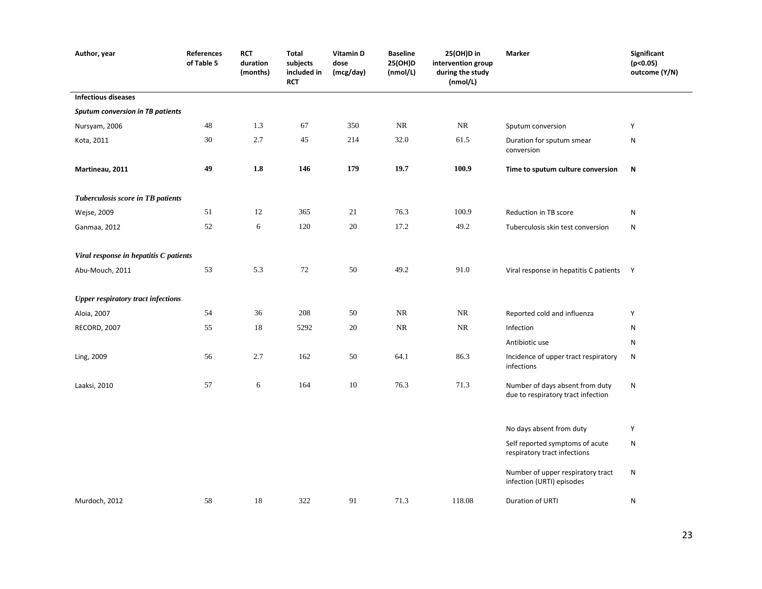| Author, year | References of Table 5 | RCT duration (months) | Total subjects included in RCT | Vitamin D dose (mcg/day) | Baseline 25(OH)D (nmol/L) | 25(OH)D in intervention group during the study (nmol/L) | Marker | Significant ($p<0.05$) outcome (Y/N) |
|---|---|---|---|---|---|---|---|---|
| **Infectious diseases** | | | | | | | | |
| ***Sputum conversion in TB patients*** | | | | | | | | |
| Nursyam, 2006 | 48 | 1.3 | 67 | 350 | NR | NR | Sputum conversion | Y |
| Kota, 2011 | 30 | 2.7 | 45 | 214 | 32.0 | 61.5 | Duration for sputum smear conversion | N |
| **Martineau, 2011** | **49** | **1.8** | **146** | **179** | **19.7** | **100.9** | **Time to sputum culture conversion** | **N** |
| ***Tuberculosis score in TB patients*** | | | | | | | | |
| Wejse, 2009 | 51 | 12 | 365 | 21 | 76.3 | 100.9 | Reduction in TB score | N |
| Ganmaa, 2012 | 52 | 6 | 120 | 20 | 17.2 | 49.2 | Tuberculosis skin test conversion | N |
| ***Viral response in hepatitis C patients*** | | | | | | | | |
| Abu-Mouch, 2011 | 53 | 5.3 | 72 | 50 | 49.2 | 91.0 | Viral response in hepatitis C patients | Y |
| ***Upper respiratory tract infections*** | | | | | | | | |
| Aloia, 2007 | 54 | 36 | 208 | 50 | NR | NR | Reported cold and influenza | Y |
| RECORD, 2007 | 55 | 18 | 5292 | 20 | NR | NR | Infection | N |
| | | | | | | | Antibiotic use | N |
| Ling, 2009 | 56 | 2.7 | 162 | 50 | 64.1 | 86.3 | Incidence of upper tract respiratory infections | N |
| Laaksi, 2010 | 57 | 6 | 164 | 10 | 76.3 | 71.3 | Number of days absent from duty due to respiratory tract infection | N |
| | | | | | | | No days absent from duty | Y |
| | | | | | | | Self reported symptoms of acute respiratory tract infections | N |
| | | | | | | | Number of upper respiratory tract infection (URTI) episodes | N |
| Murdoch, 2012 | 58 | 18 | 322 | 91 | 71.3 | 118.08 | Duration of URTI | N |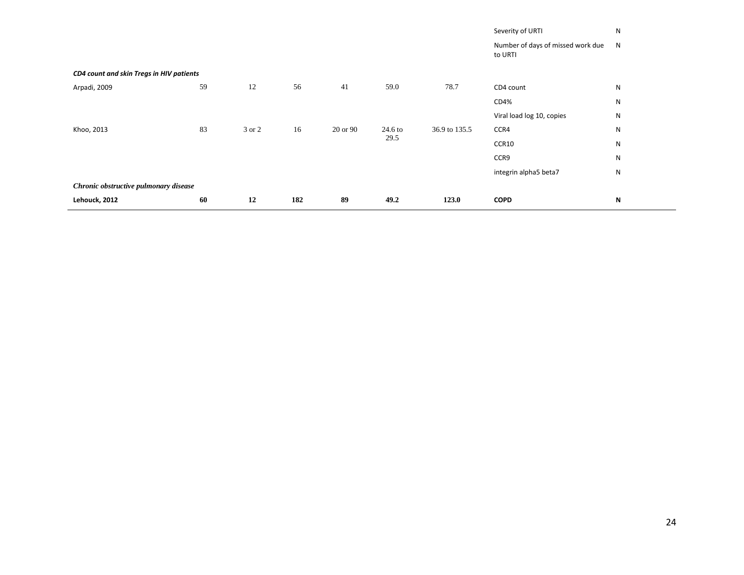| | | | | | | | | |
|---|---|---|---|---|---|---|---|---|
| | | | | | | | Severity of URTI | N |
| | | | | | | | Number of days of missed work due to URTI | N |
| ***CD4 count and skin Tregs in HIV patients*** | | | | | | | | |
| Arpadi, 2009 | 59 | 12 | 56 | 41 | 59.0 | 78.7 | CD4 count | N |
| | | | | | | | CD4% | N |
| | | | | | | | Viral load log 10, copies | N |
| Khoo, 2013 | 83 | 3 or 2 | 16 | 20 or 90 | 24.6 to 29.5 | 36.9 to 135.5 | CCR4 | N |
| | | | | | | | CCR10 | N |
| | | | | | | | CCR9 | N |
| | | | | | | | integrin alpha5 beta7 | N |
| ***Chronic obstructive pulmonary disease*** | | | | | | | | |
| **Lehouck, 2012** | **60** | **12** | **182** | **89** | **49.2** | **123.0** | **COPD** | **N** |